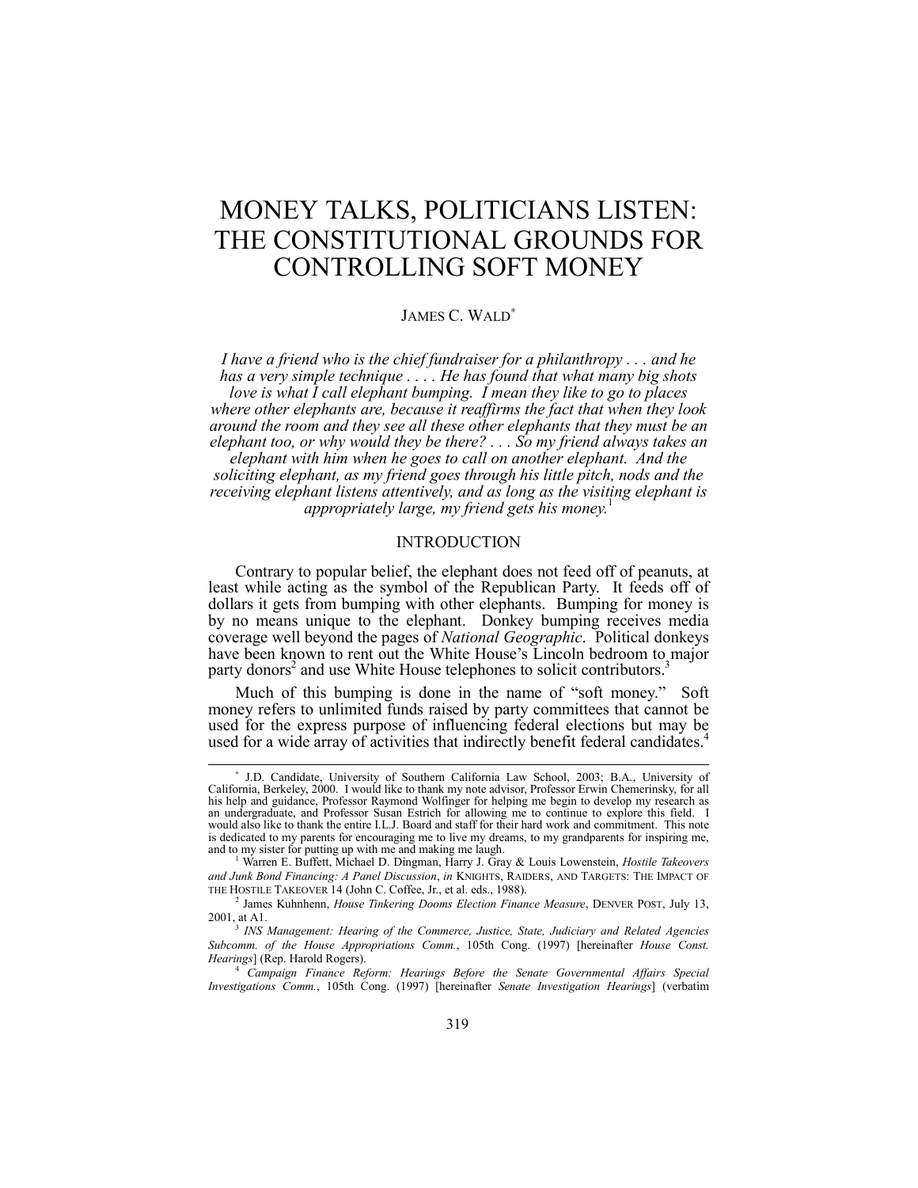# MONEY TALKS, POLITICIANS LISTEN: THE CONSTITUTIONAL GROUNDS FOR CONTROLLING SOFT MONEY

JAMES C. WALD[*]

*I have a friend who is the chief fundraiser for a philanthropy . . . and he has a very simple technique . . . . He has found that what many big shots love is what I call elephant bumping. I mean they like to go to places where other elephants are, because it reaffirms the fact that when they look around the room and they see all these other elephants that they must be an elephant too, or why would they be there? . . . So my friend always takes an elephant with him when he goes to call on another elephant. And the soliciting elephant, as my friend goes through his little pitch, nods and the receiving elephant listens attentively, and as long as the visiting elephant is appropriately large, my friend gets his money.*[1]

## INTRODUCTION

Contrary to popular belief, the elephant does not feed off of peanuts, at least while acting as the symbol of the Republican Party. It feeds off of dollars it gets from bumping with other elephants. Bumping for money is by no means unique to the elephant. Donkey bumping receives media coverage well beyond the pages of *National Geographic*. Political donkeys have been known to rent out the White House's Lincoln bedroom to major party donors[2] and use White House telephones to solicit contributors.[3]

Much of this bumping is done in the name of "soft money." Soft money refers to unlimited funds raised by party committees that cannot be used for the express purpose of influencing federal elections but may be used for a wide array of activities that indirectly benefit federal candidates.[4]

---

[*] J.D. Candidate, University of Southern California Law School, 2003; B.A., University of California, Berkeley, 2000. I would like to thank my note advisor, Professor Erwin Chemerinsky, for all his help and guidance, Professor Raymond Wolfinger for helping me begin to develop my research as an undergraduate, and Professor Susan Estrich for allowing me to continue to explore this field. I would also like to thank the entire I.L.J. Board and staff for their hard work and commitment. This note is dedicated to my parents for encouraging me to live my dreams, to my grandparents for inspiring me, and to my sister for putting up with me and making me laugh.

[1] Warren E. Buffett, Michael D. Dingman, Harry J. Gray & Louis Lowenstein, *Hostile Takeovers and Junk Bond Financing: A Panel Discussion*, *in* KNIGHTS, RAIDERS, AND TARGETS: THE IMPACT OF THE HOSTILE TAKEOVER 14 (John C. Coffee, Jr., et al. eds., 1988).

[2] James Kuhnhenn, *House Tinkering Dooms Election Finance Measure*, DENVER POST, July 13, 2001, at A1.

[3] *INS Management: Hearing of the Commerce, Justice, State, Judiciary and Related Agencies Subcomm. of the House Appropriations Comm.*, 105th Cong. (1997) [hereinafter *House Const. Hearings*] (Rep. Harold Rogers).

[4] *Campaign Finance Reform: Hearings Before the Senate Governmental Affairs Special Investigations Comm.*, 105th Cong. (1997) [hereinafter *Senate Investigation Hearings*] (verbatim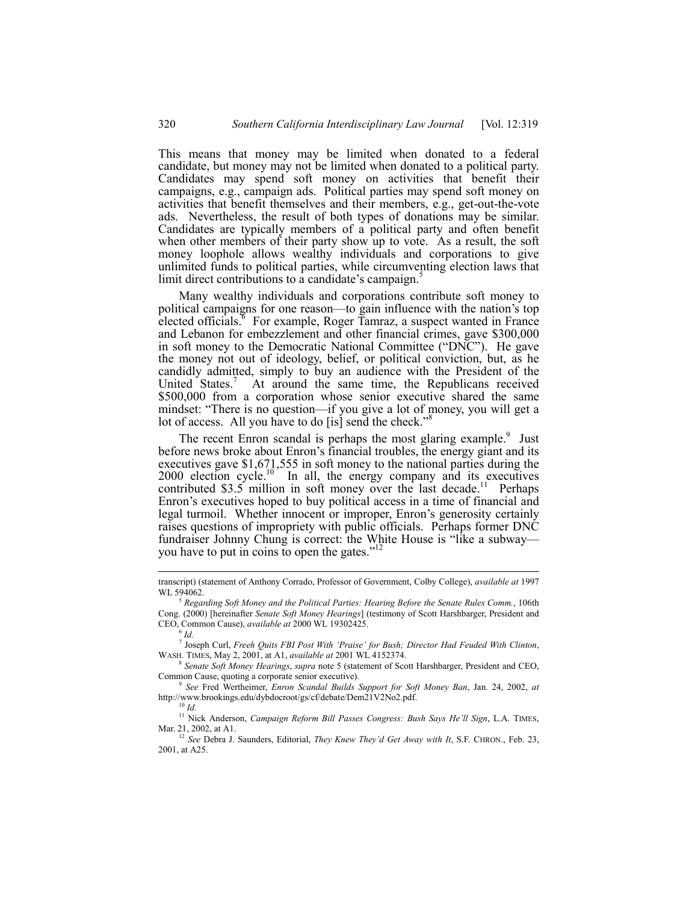This means that money may be limited when donated to a federal candidate, but money may not be limited when donated to a political party. Candidates may spend soft money on activities that benefit their campaigns, e.g., campaign ads. Political parties may spend soft money on activities that benefit themselves and their members, e.g., get-out-the-vote ads. Nevertheless, the result of both types of donations may be similar. Candidates are typically members of a political party and often benefit when other members of their party show up to vote. As a result, the soft money loophole allows wealthy individuals and corporations to give unlimited funds to political parties, while circumventing election laws that limit direct contributions to a candidate's campaign.[5]

Many wealthy individuals and corporations contribute soft money to political campaigns for one reason—to gain influence with the nation's top elected officials.[6] For example, Roger Tamraz, a suspect wanted in France and Lebanon for embezzlement and other financial crimes, gave $300,000 in soft money to the Democratic National Committee ("DNC"). He gave the money not out of ideology, belief, or political conviction, but, as he candidly admitted, simply to buy an audience with the President of the United States.[7] At around the same time, the Republicans received $500,000 from a corporation whose senior executive shared the same mindset: "There is no question—if you give a lot of money, you will get a lot of access. All you have to do [is] send the check."[8]

The recent Enron scandal is perhaps the most glaring example.[9] Just before news broke about Enron's financial troubles, the energy giant and its executives gave $1,671,555 in soft money to the national parties during the 2000 election cycle.[10] In all, the energy company and its executives contributed $3.5 million in soft money over the last decade.[11] Perhaps Enron's executives hoped to buy political access in a time of financial and legal turmoil. Whether innocent or improper, Enron's generosity certainly raises questions of impropriety with public officials. Perhaps former DNC fundraiser Johnny Chung is correct: the White House is "like a subway—you have to put in coins to open the gates."[12]

---

transcript) (statement of Anthony Corrado, Professor of Government, Colby College), *available at* 1997 WL 594062.

[5] *Regarding Soft Money and the Political Parties: Hearing Before the Senate Rules Comm.*, 106th Cong. (2000) [hereinafter *Senate Soft Money Hearings*] (testimony of Scott Harshbarger, President and CEO, Common Cause), *available at* 2000 WL 19302425.

[6] *Id.*

[7] Joseph Curl, *Freeh Quits FBI Post With 'Praise' for Bush; Director Had Feuded With Clinton*, WASH. TIMES, May 2, 2001, at A1, *available at* 2001 WL 4152374.

[8] *Senate Soft Money Hearings*, *supra* note 5 (statement of Scott Harshbarger, President and CEO, Common Cause, quoting a corporate senior executive).

[9] *See* Fred Wertheimer, *Enron Scandal Builds Support for Soft Money Ban*, Jan. 24, 2002, *at* http://www.brookings.edu/dybdocroot/gs/cf/debate/Dem21V2No2.pdf.

[10] *Id.*

[11] Nick Anderson, *Campaign Reform Bill Passes Congress: Bush Says He'll Sign*, L.A. TIMES, Mar. 21, 2002, at A1.

[12] *See* Debra J. Saunders, Editorial, *They Knew They'd Get Away with It*, S.F. CHRON., Feb. 23, 2001, at A25.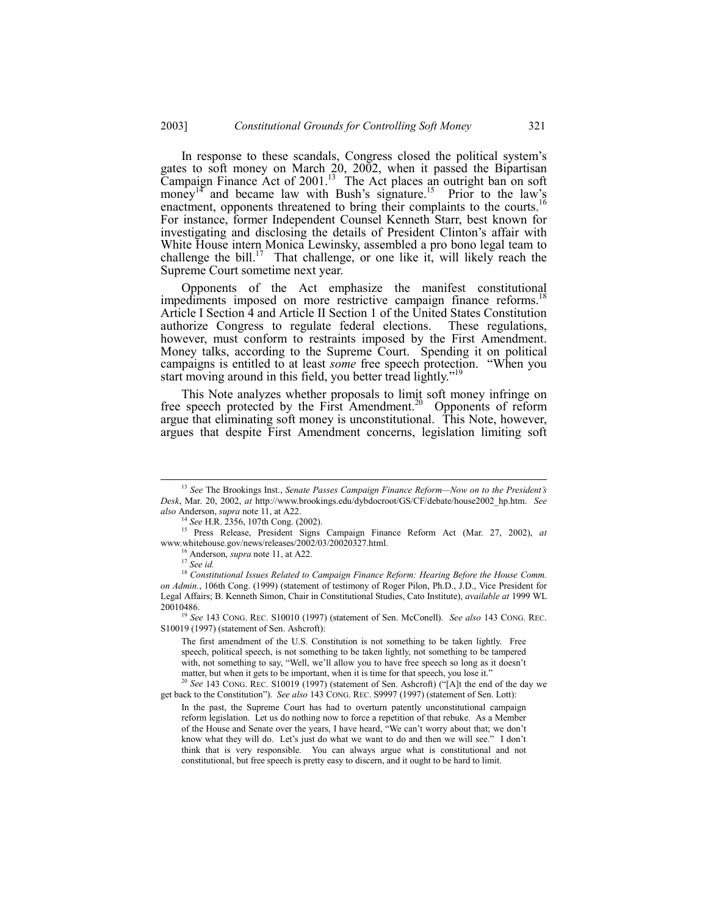In response to these scandals, Congress closed the political system's gates to soft money on March 20, 2002, when it passed the Bipartisan Campaign Finance Act of 2001.[13] The Act places an outright ban on soft money[14] and became law with Bush's signature.[15] Prior to the law's enactment, opponents threatened to bring their complaints to the courts.[16] For instance, former Independent Counsel Kenneth Starr, best known for investigating and disclosing the details of President Clinton's affair with White House intern Monica Lewinsky, assembled a pro bono legal team to challenge the bill.[17] That challenge, or one like it, will likely reach the Supreme Court sometime next year.

Opponents of the Act emphasize the manifest constitutional impediments imposed on more restrictive campaign finance reforms.[18] Article I Section 4 and Article II Section 1 of the United States Constitution authorize Congress to regulate federal elections. These regulations, however, must conform to restraints imposed by the First Amendment. Money talks, according to the Supreme Court. Spending it on political campaigns is entitled to at least *some* free speech protection. "When you start moving around in this field, you better tread lightly."[19]

This Note analyzes whether proposals to limit soft money infringe on free speech protected by the First Amendment.[20] Opponents of reform argue that eliminating soft money is unconstitutional. This Note, however, argues that despite First Amendment concerns, legislation limiting soft

---

[13] *See* The Brookings Inst., *Senate Passes Campaign Finance Reform—Now on to the President's Desk*, Mar. 20, 2002, *at* http://www.brookings.edu/dybdocroot/GS/CF/debate/house2002_hp.htm. *See also* Anderson, *supra* note 11, at A22.

[14] *See* H.R. 2356, 107th Cong. (2002).

[15] Press Release, President Signs Campaign Finance Reform Act (Mar. 27, 2002), *at* www.whitehouse.gov/news/releases/2002/03/20020327.html.

[16] Anderson, *supra* note 11, at A22.

[17] *See id.*

[18] *Constitutional Issues Related to Campaign Finance Reform: Hearing Before the House Comm. on Admin.*, 106th Cong. (1999) (statement of testimony of Roger Pilon, Ph.D., J.D., Vice President for Legal Affairs; B. Kenneth Simon, Chair in Constitutional Studies, Cato Institute), *available at* 1999 WL 20010486.

[19] *See* 143 CONG. REC. S10010 (1997) (statement of Sen. McConell). *See also* 143 CONG. REC. S10019 (1997) (statement of Sen. Ashcroft):

> The first amendment of the U.S. Constitution is not something to be taken lightly. Free speech, political speech, is not something to be taken lightly, not something to be tampered with, not something to say, "Well, we'll allow you to have free speech so long as it doesn't matter, but when it gets to be important, when it is time for that speech, you lose it."

[20] *See* 143 CONG. REC. S10019 (1997) (statement of Sen. Ashcroft) ("[A]t the end of the day we get back to the Constitution"). *See also* 143 CONG. REC. S9997 (1997) (statement of Sen. Lott):

> In the past, the Supreme Court has had to overturn patently unconstitutional campaign reform legislation. Let us do nothing now to force a repetition of that rebuke. As a Member of the House and Senate over the years, I have heard, "We can't worry about that; we don't know what they will do. Let's just do what we want to do and then we will see." I don't think that is very responsible. You can always argue what is constitutional and not constitutional, but free speech is pretty easy to discern, and it ought to be hard to limit.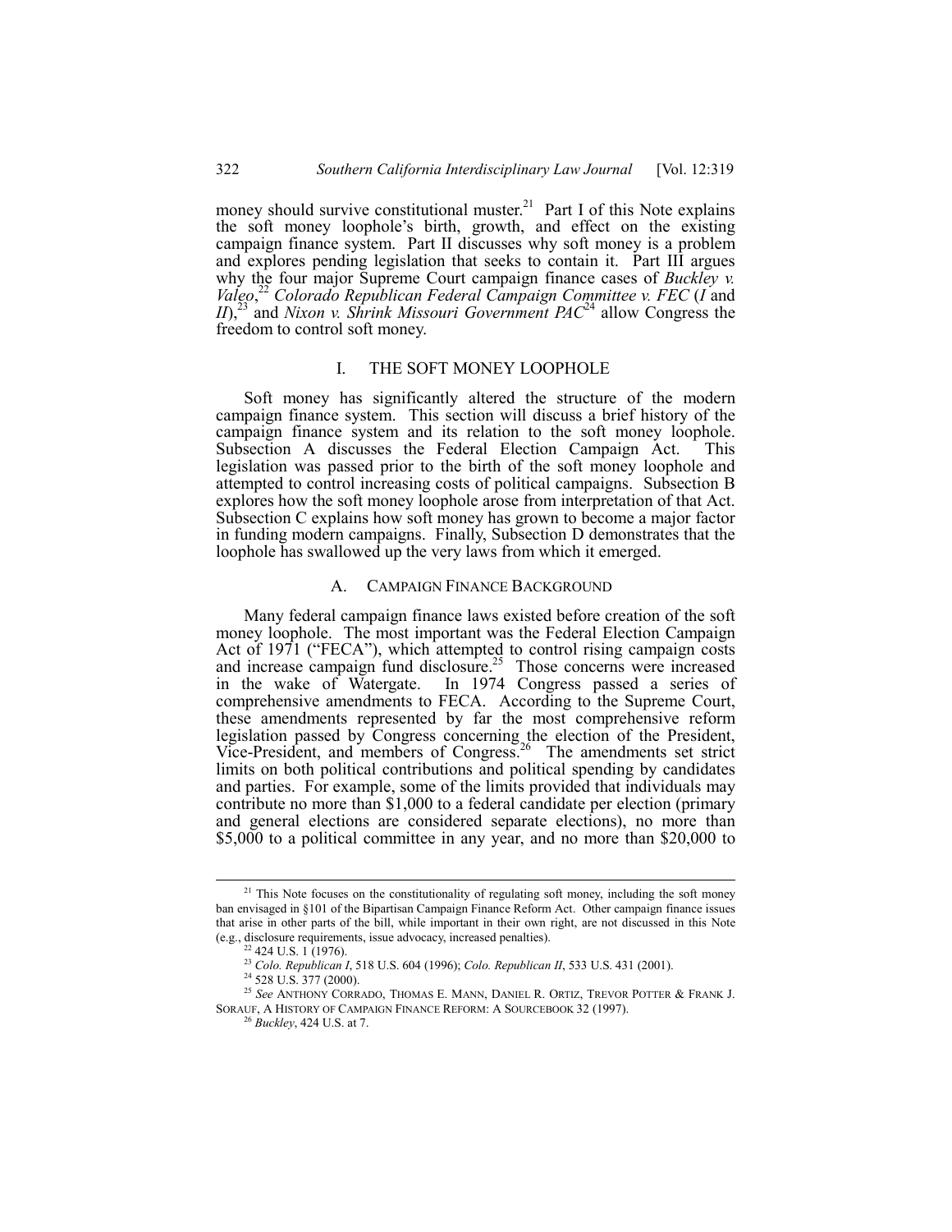money should survive constitutional muster.[21] Part I of this Note explains the soft money loophole's birth, growth, and effect on the existing campaign finance system. Part II discusses why soft money is a problem and explores pending legislation that seeks to contain it. Part III argues why the four major Supreme Court campaign finance cases of *Buckley v. Valeo*,[22] *Colorado Republican Federal Campaign Committee v. FEC* (*I* and *II*),[23] and *Nixon v. Shrink Missouri Government PAC*[24] allow Congress the freedom to control soft money.

## I. THE SOFT MONEY LOOPHOLE

Soft money has significantly altered the structure of the modern campaign finance system. This section will discuss a brief history of the campaign finance system and its relation to the soft money loophole. Subsection A discusses the Federal Election Campaign Act. This legislation was passed prior to the birth of the soft money loophole and attempted to control increasing costs of political campaigns. Subsection B explores how the soft money loophole arose from interpretation of that Act. Subsection C explains how soft money has grown to become a major factor in funding modern campaigns. Finally, Subsection D demonstrates that the loophole has swallowed up the very laws from which it emerged.

### A. CAMPAIGN FINANCE BACKGROUND

Many federal campaign finance laws existed before creation of the soft money loophole. The most important was the Federal Election Campaign Act of 1971 ("FECA"), which attempted to control rising campaign costs and increase campaign fund disclosure.[25] Those concerns were increased in the wake of Watergate. In 1974 Congress passed a series of comprehensive amendments to FECA. According to the Supreme Court, these amendments represented by far the most comprehensive reform legislation passed by Congress concerning the election of the President, Vice-President, and members of Congress.[26] The amendments set strict limits on both political contributions and political spending by candidates and parties. For example, some of the limits provided that individuals may contribute no more than $1,000 to a federal candidate per election (primary and general elections are considered separate elections), no more than $5,000 to a political committee in any year, and no more than $20,000 to

[21] This Note focuses on the constitutionality of regulating soft money, including the soft money ban envisaged in §101 of the Bipartisan Campaign Finance Reform Act. Other campaign finance issues that arise in other parts of the bill, while important in their own right, are not discussed in this Note (e.g., disclosure requirements, issue advocacy, increased penalties).

[22] 424 U.S. 1 (1976).

[23] *Colo. Republican I*, 518 U.S. 604 (1996); *Colo. Republican II*, 533 U.S. 431 (2001).

[24] 528 U.S. 377 (2000).

[25] *See* ANTHONY CORRADO, THOMAS E. MANN, DANIEL R. ORTIZ, TREVOR POTTER & FRANK J. SORAUF, A HISTORY OF CAMPAIGN FINANCE REFORM: A SOURCEBOOK 32 (1997).

[26] *Buckley*, 424 U.S. at 7.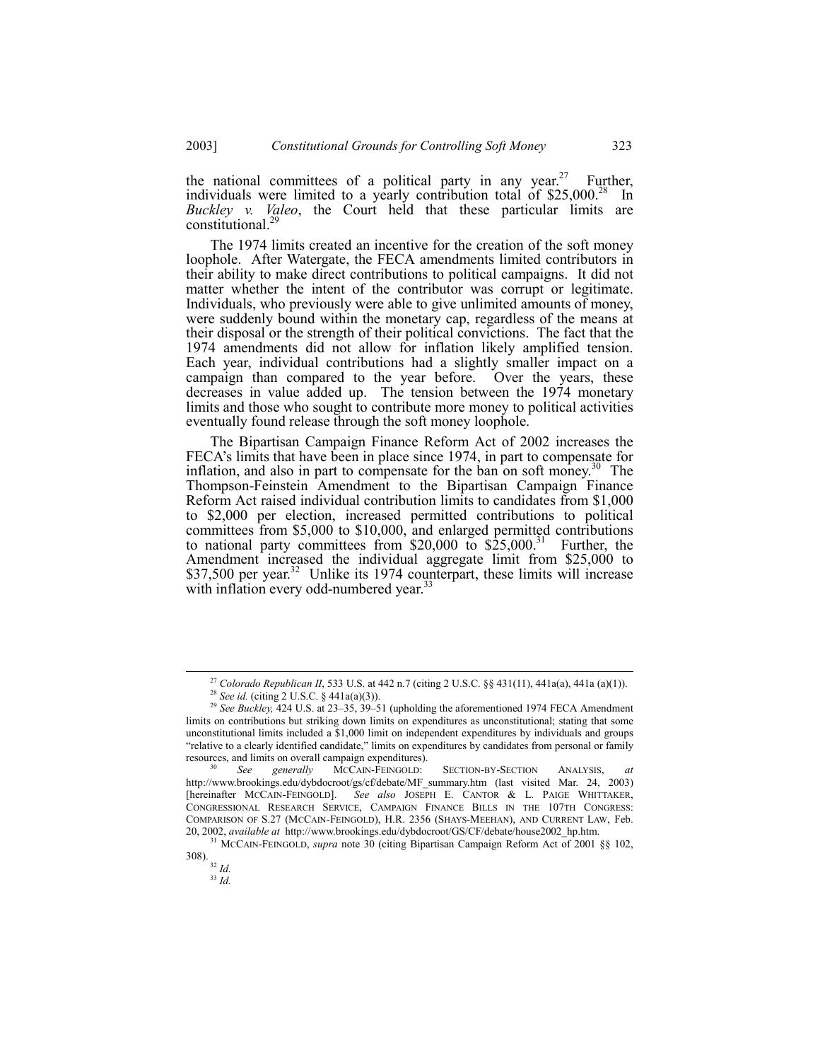the national committees of a political party in any year.[27] Further, individuals were limited to a yearly contribution total of $25,000.[28] In *Buckley v. Valeo*, the Court held that these particular limits are constitutional.[29]

The 1974 limits created an incentive for the creation of the soft money loophole. After Watergate, the FECA amendments limited contributors in their ability to make direct contributions to political campaigns. It did not matter whether the intent of the contributor was corrupt or legitimate. Individuals, who previously were able to give unlimited amounts of money, were suddenly bound within the monetary cap, regardless of the means at their disposal or the strength of their political convictions. The fact that the 1974 amendments did not allow for inflation likely amplified tension. Each year, individual contributions had a slightly smaller impact on a campaign than compared to the year before. Over the years, these decreases in value added up. The tension between the 1974 monetary limits and those who sought to contribute more money to political activities eventually found release through the soft money loophole.

The Bipartisan Campaign Finance Reform Act of 2002 increases the FECA's limits that have been in place since 1974, in part to compensate for inflation, and also in part to compensate for the ban on soft money.[30] The Thompson-Feinstein Amendment to the Bipartisan Campaign Finance Reform Act raised individual contribution limits to candidates from $1,000 to $2,000 per election, increased permitted contributions to political committees from $5,000 to $10,000, and enlarged permitted contributions to national party committees from $20,000 to $25,000.[31] Further, the Amendment increased the individual aggregate limit from $25,000 to $37,500 per year.[32] Unlike its 1974 counterpart, these limits will increase with inflation every odd-numbered year.[33]

---

[27] *Colorado Republican II*, 533 U.S. at 442 n.7 (citing 2 U.S.C. §§ 431(11), 441a(a), 441a (a)(1)).

[28] *See id.* (citing 2 U.S.C. § 441a(a)(3)).

[29] *See Buckley,* 424 U.S. at 23–35, 39–51 (upholding the aforementioned 1974 FECA Amendment limits on contributions but striking down limits on expenditures as unconstitutional; stating that some unconstitutional limits included a $1,000 limit on independent expenditures by individuals and groups "relative to a clearly identified candidate," limits on expenditures by candidates from personal or family resources, and limits on overall campaign expenditures).

[30] *See generally* MCCAIN-FEINGOLD: SECTION-BY-SECTION ANALYSIS, *at* http://www.brookings.edu/dybdocroot/gs/cf/debate/MF_summary.htm (last visited Mar. 24, 2003) [hereinafter MCCAIN-FEINGOLD]. *See also* JOSEPH E. CANTOR & L. PAIGE WHITTAKER, CONGRESSIONAL RESEARCH SERVICE, CAMPAIGN FINANCE BILLS IN THE 107TH CONGRESS: COMPARISON OF S.27 (MCCAIN-FEINGOLD), H.R. 2356 (SHAYS-MEEHAN), AND CURRENT LAW, Feb. 20, 2002, *available at* http://www.brookings.edu/dybdocroot/GS/CF/debate/house2002_hp.htm.

[31] MCCAIN-FEINGOLD, *supra* note 30 (citing Bipartisan Campaign Reform Act of 2001 §§ 102, 308).

[32] *Id.*

[33] *Id.*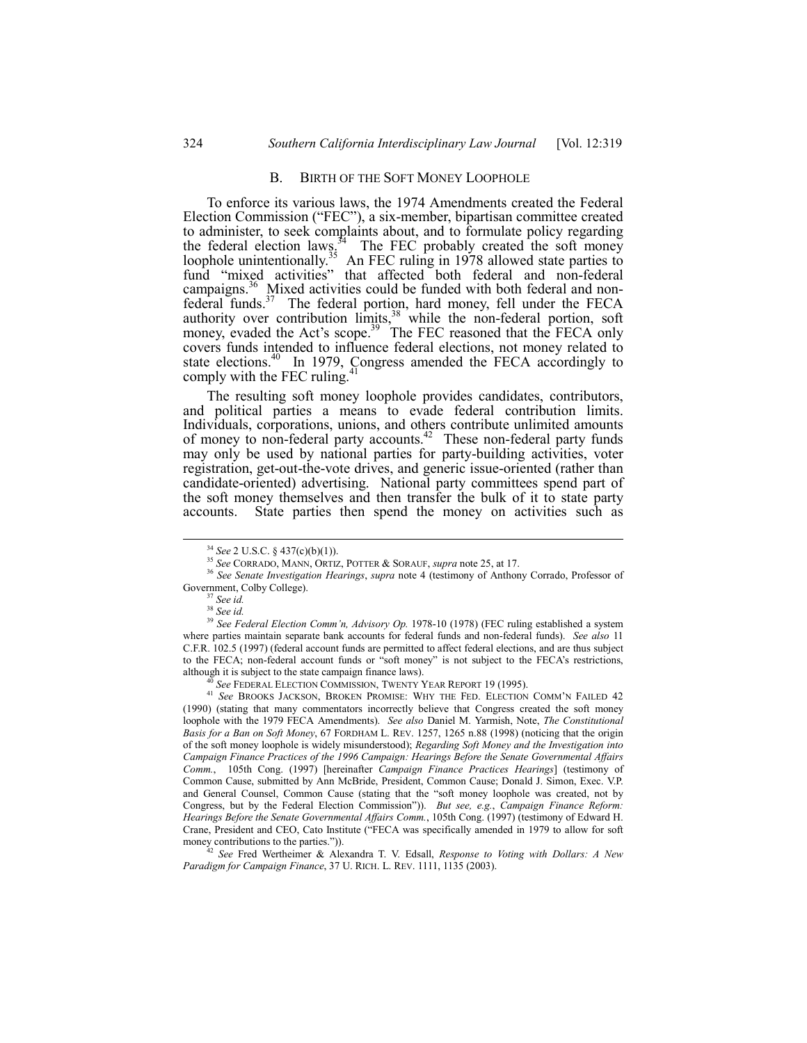### B. BIRTH OF THE SOFT MONEY LOOPHOLE

To enforce its various laws, the 1974 Amendments created the Federal Election Commission ("FEC"), a six-member, bipartisan committee created to administer, to seek complaints about, and to formulate policy regarding the federal election laws.[34] The FEC probably created the soft money loophole unintentionally.[35] An FEC ruling in 1978 allowed state parties to fund "mixed activities" that affected both federal and non-federal campaigns.[36] Mixed activities could be funded with both federal and non-federal funds.[37] The federal portion, hard money, fell under the FECA authority over contribution limits,[38] while the non-federal portion, soft money, evaded the Act's scope.[39] The FEC reasoned that the FECA only covers funds intended to influence federal elections, not money related to state elections.[40] In 1979, Congress amended the FECA accordingly to comply with the FEC ruling.[41]

The resulting soft money loophole provides candidates, contributors, and political parties a means to evade federal contribution limits. Individuals, corporations, unions, and others contribute unlimited amounts of money to non-federal party accounts.[42] These non-federal party funds may only be used by national parties for party-building activities, voter registration, get-out-the-vote drives, and generic issue-oriented (rather than candidate-oriented) advertising. National party committees spend part of the soft money themselves and then transfer the bulk of it to state party accounts. State parties then spend the money on activities such as

---

[34] *See* 2 U.S.C. § 437(c)(b)(1)).

[35] *See* CORRADO, MANN, ORTIZ, POTTER & SORAUF, *supra* note 25, at 17.

[36] *See Senate Investigation Hearings*, *supra* note 4 (testimony of Anthony Corrado, Professor of Government, Colby College).

[37] *See id.*

[38] *See id.*

[39] *See Federal Election Comm'n, Advisory Op.* 1978-10 (1978) (FEC ruling established a system where parties maintain separate bank accounts for federal funds and non-federal funds). *See also* 11 C.F.R. 102.5 (1997) (federal account funds are permitted to affect federal elections, and are thus subject to the FECA; non-federal account funds or "soft money" is not subject to the FECA's restrictions, although it is subject to the state campaign finance laws).

[40] *See* FEDERAL ELECTION COMMISSION, TWENTY YEAR REPORT 19 (1995).

[41] *See* BROOKS JACKSON, BROKEN PROMISE: WHY THE FED. ELECTION COMM'N FAILED 42 (1990) (stating that many commentators incorrectly believe that Congress created the soft money loophole with the 1979 FECA Amendments). *See also* Daniel M. Yarmish, Note, *The Constitutional Basis for a Ban on Soft Money*, 67 FORDHAM L. REV. 1257, 1265 n.88 (1998) (noticing that the origin of the soft money loophole is widely misunderstood); *Regarding Soft Money and the Investigation into Campaign Finance Practices of the 1996 Campaign: Hearings Before the Senate Governmental Affairs Comm.*, 105th Cong. (1997) [hereinafter *Campaign Finance Practices Hearings*] (testimony of Common Cause, submitted by Ann McBride, President, Common Cause; Donald J. Simon, Exec. V.P. and General Counsel, Common Cause (stating that the "soft money loophole was created, not by Congress, but by the Federal Election Commission")). *But see, e.g.*, *Campaign Finance Reform: Hearings Before the Senate Governmental Affairs Comm.*, 105th Cong. (1997) (testimony of Edward H. Crane, President and CEO, Cato Institute ("FECA was specifically amended in 1979 to allow for soft money contributions to the parties.")).

[42] *See* Fred Wertheimer & Alexandra T. V. Edsall, *Response to Voting with Dollars: A New Paradigm for Campaign Finance*, 37 U. RICH. L. REV. 1111, 1135 (2003).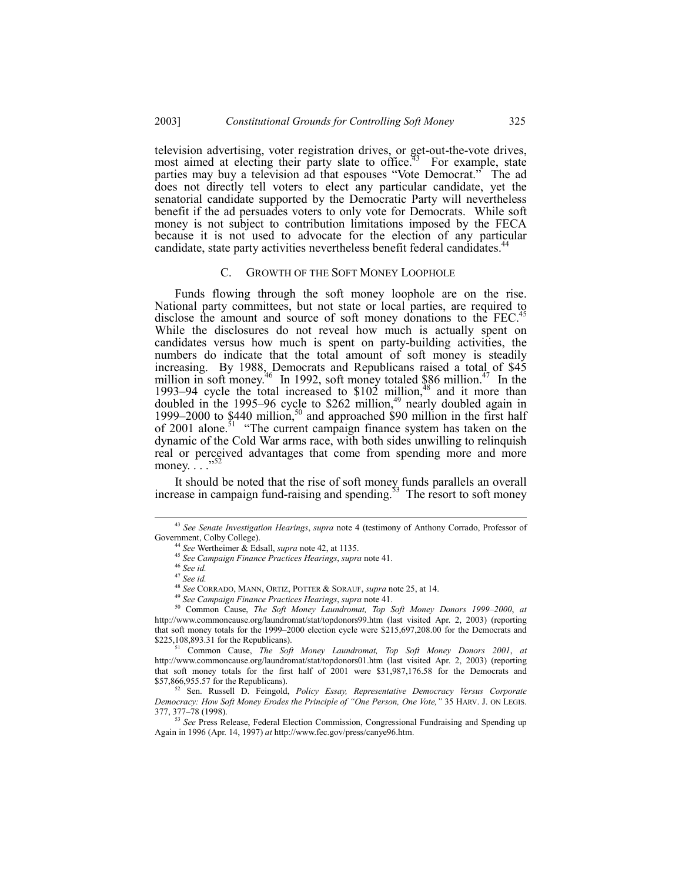television advertising, voter registration drives, or get-out-the-vote drives, most aimed at electing their party slate to office.[43] For example, state parties may buy a television ad that espouses "Vote Democrat." The ad does not directly tell voters to elect any particular candidate, yet the senatorial candidate supported by the Democratic Party will nevertheless benefit if the ad persuades voters to only vote for Democrats. While soft money is not subject to contribution limitations imposed by the FECA because it is not used to advocate for the election of any particular candidate, state party activities nevertheless benefit federal candidates.[44]

### C. GROWTH OF THE SOFT MONEY LOOPHOLE

Funds flowing through the soft money loophole are on the rise. National party committees, but not state or local parties, are required to disclose the amount and source of soft money donations to the FEC.[45] While the disclosures do not reveal how much is actually spent on candidates versus how much is spent on party-building activities, the numbers do indicate that the total amount of soft money is steadily increasing. By 1988, Democrats and Republicans raised a total of $45 million in soft money.[46] In 1992, soft money totaled $86 million.[47] In the 1993–94 cycle the total increased to $102 million,[48] and it more than doubled in the 1995–96 cycle to $262 million,[49] nearly doubled again in 1999–2000 to $440 million,[50] and approached $90 million in the first half of 2001 alone.[51] "The current campaign finance system has taken on the dynamic of the Cold War arms race, with both sides unwilling to relinquish real or perceived advantages that come from spending more and more money. . . ."[52]

It should be noted that the rise of soft money funds parallels an overall increase in campaign fund-raising and spending.[53] The resort to soft money

---

[43] *See Senate Investigation Hearings*, *supra* note 4 (testimony of Anthony Corrado, Professor of Government, Colby College).

[44] *See* Wertheimer & Edsall, *supra* note 42, at 1135.

[45] *See Campaign Finance Practices Hearings*, *supra* note 41.

[46] *See id.*

[47] *See id.*

[48] *See* CORRADO, MANN, ORTIZ, POTTER & SORAUF, *supra* note 25, at 14.

[49] *See Campaign Finance Practices Hearings*, *supra* note 41.

[50] Common Cause, *The Soft Money Laundromat, Top Soft Money Donors 1999–2000*, *at* http://www.commoncause.org/laundromat/stat/topdonors99.htm (last visited Apr. 2, 2003) (reporting that soft money totals for the 1999–2000 election cycle were $215,697,208.00 for the Democrats and $225,108,893.31 for the Republicans).

[51] Common Cause, *The Soft Money Laundromat, Top Soft Money Donors 2001*, *at* http://www.commoncause.org/laundromat/stat/topdonors01.htm (last visited Apr. 2, 2003) (reporting that soft money totals for the first half of 2001 were $31,987,176.58 for the Democrats and $57,866,955.57 for the Republicans).

[52] Sen. Russell D. Feingold, *Policy Essay, Representative Democracy Versus Corporate Democracy: How Soft Money Erodes the Principle of "One Person, One Vote,"* 35 HARV. J. ON LEGIS. 377, 377–78 (1998).

[53] *See* Press Release, Federal Election Commission, Congressional Fundraising and Spending up Again in 1996 (Apr. 14, 1997) *at* http://www.fec.gov/press/canye96.htm.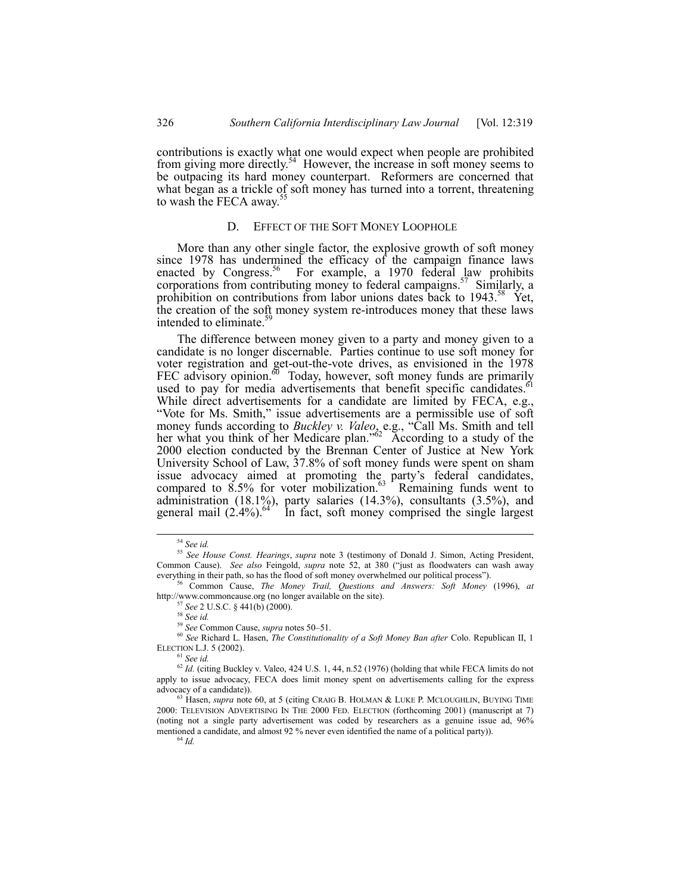contributions is exactly what one would expect when people are prohibited from giving more directly.[54] However, the increase in soft money seems to be outpacing its hard money counterpart. Reformers are concerned that what began as a trickle of soft money has turned into a torrent, threatening to wash the FECA away.[55]

### D. EFFECT OF THE SOFT MONEY LOOPHOLE

More than any other single factor, the explosive growth of soft money since 1978 has undermined the efficacy of the campaign finance laws enacted by Congress.[56] For example, a 1970 federal law prohibits corporations from contributing money to federal campaigns.[57] Similarly, a prohibition on contributions from labor unions dates back to 1943.[58] Yet, the creation of the soft money system re-introduces money that these laws intended to eliminate.[59]

The difference between money given to a party and money given to a candidate is no longer discernable. Parties continue to use soft money for voter registration and get-out-the-vote drives, as envisioned in the 1978 FEC advisory opinion.[60] Today, however, soft money funds are primarily used to pay for media advertisements that benefit specific candidates.[61] While direct advertisements for a candidate are limited by FECA, e.g., "Vote for Ms. Smith," issue advertisements are a permissible use of soft money funds according to *Buckley v. Valeo*, e.g., "Call Ms. Smith and tell her what you think of her Medicare plan."[62] According to a study of the 2000 election conducted by the Brennan Center of Justice at New York University School of Law, 37.8% of soft money funds were spent on sham issue advocacy aimed at promoting the party's federal candidates, compared to 8.5% for voter mobilization.[63] Remaining funds went to administration (18.1%), party salaries (14.3%), consultants (3.5%), and general mail (2.4%).[64] In fact, soft money comprised the single largest

---

[54] *See id.*

[55] *See House Const. Hearings*, *supra* note 3 (testimony of Donald J. Simon, Acting President, Common Cause). *See also* Feingold, *supra* note 52, at 380 ("just as floodwaters can wash away everything in their path, so has the flood of soft money overwhelmed our political process").

[56] Common Cause, *The Money Trail, Questions and Answers: Soft Money* (1996), *at* http://www.commoncause.org (no longer available on the site).

[57] *See* 2 U.S.C. § 441(b) (2000).

[58] *See id.*

[59] *See* Common Cause, *supra* notes 50–51.

[60] *See* Richard L. Hasen, *The Constitutionality of a Soft Money Ban after* Colo. Republican II, 1 ELECTION L.J. 5 (2002).

[61] *See id.*

[62] *Id.* (citing Buckley v. Valeo, 424 U.S. 1, 44, n.52 (1976) (holding that while FECA limits do not apply to issue advocacy, FECA does limit money spent on advertisements calling for the express advocacy of a candidate)).

[63] Hasen, *supra* note 60, at 5 (citing CRAIG B. HOLMAN & LUKE P. MCLOUGHLIN, BUYING TIME 2000: TELEVISION ADVERTISING IN THE 2000 FED. ELECTION (forthcoming 2001) (manuscript at 7) (noting not a single party advertisement was coded by researchers as a genuine issue ad, 96% mentioned a candidate, and almost 92 % never even identified the name of a political party)).

[64] *Id.*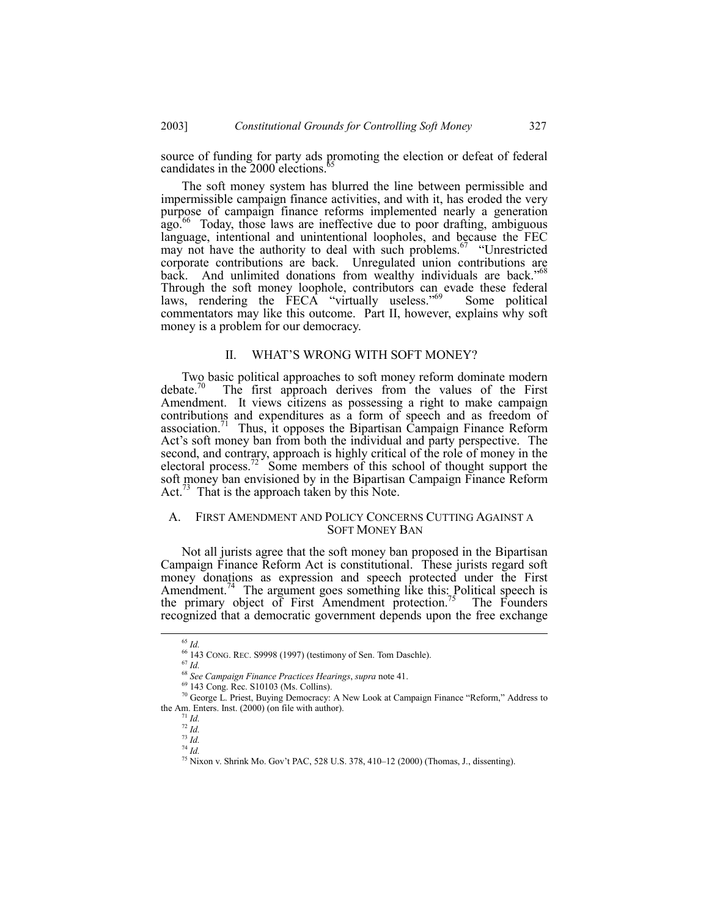source of funding for party ads promoting the election or defeat of federal candidates in the 2000 elections.[65]

The soft money system has blurred the line between permissible and impermissible campaign finance activities, and with it, has eroded the very purpose of campaign finance reforms implemented nearly a generation ago.[66] Today, those laws are ineffective due to poor drafting, ambiguous language, intentional and unintentional loopholes, and because the FEC may not have the authority to deal with such problems.[67] "Unrestricted corporate contributions are back. Unregulated union contributions are back. And unlimited donations from wealthy individuals are back."[68] Through the soft money loophole, contributors can evade these federal laws, rendering the FECA "virtually useless."[69] Some political commentators may like this outcome. Part II, however, explains why soft money is a problem for our democracy.

## II. WHAT'S WRONG WITH SOFT MONEY?

Two basic political approaches to soft money reform dominate modern debate.[70] The first approach derives from the values of the First Amendment. It views citizens as possessing a right to make campaign contributions and expenditures as a form of speech and as freedom of association.[71] Thus, it opposes the Bipartisan Campaign Finance Reform Act's soft money ban from both the individual and party perspective. The second, and contrary, approach is highly critical of the role of money in the electoral process.[72] Some members of this school of thought support the soft money ban envisioned by in the Bipartisan Campaign Finance Reform Act.[73] That is the approach taken by this Note.

### A. FIRST AMENDMENT AND POLICY CONCERNS CUTTING AGAINST A SOFT MONEY BAN

Not all jurists agree that the soft money ban proposed in the Bipartisan Campaign Finance Reform Act is constitutional. These jurists regard soft money donations as expression and speech protected under the First Amendment.[74] The argument goes something like this: Political speech is the primary object of First Amendment protection.[75] The Founders recognized that a democratic government depends upon the free exchange

---

[65] *Id.*

[66] 143 CONG. REC. S9998 (1997) (testimony of Sen. Tom Daschle).

[67] *Id.*

[68] *See Campaign Finance Practices Hearings*, *supra* note 41.

[69] 143 Cong. Rec. S10103 (Ms. Collins).

[70] George L. Priest, Buying Democracy: A New Look at Campaign Finance "Reform," Address to the Am. Enters. Inst. (2000) (on file with author).

[71] *Id.*

[72] *Id.*

[73] *Id.*

[74] *Id.*

[75] Nixon v. Shrink Mo. Gov't PAC, 528 U.S. 378, 410–12 (2000) (Thomas, J., dissenting).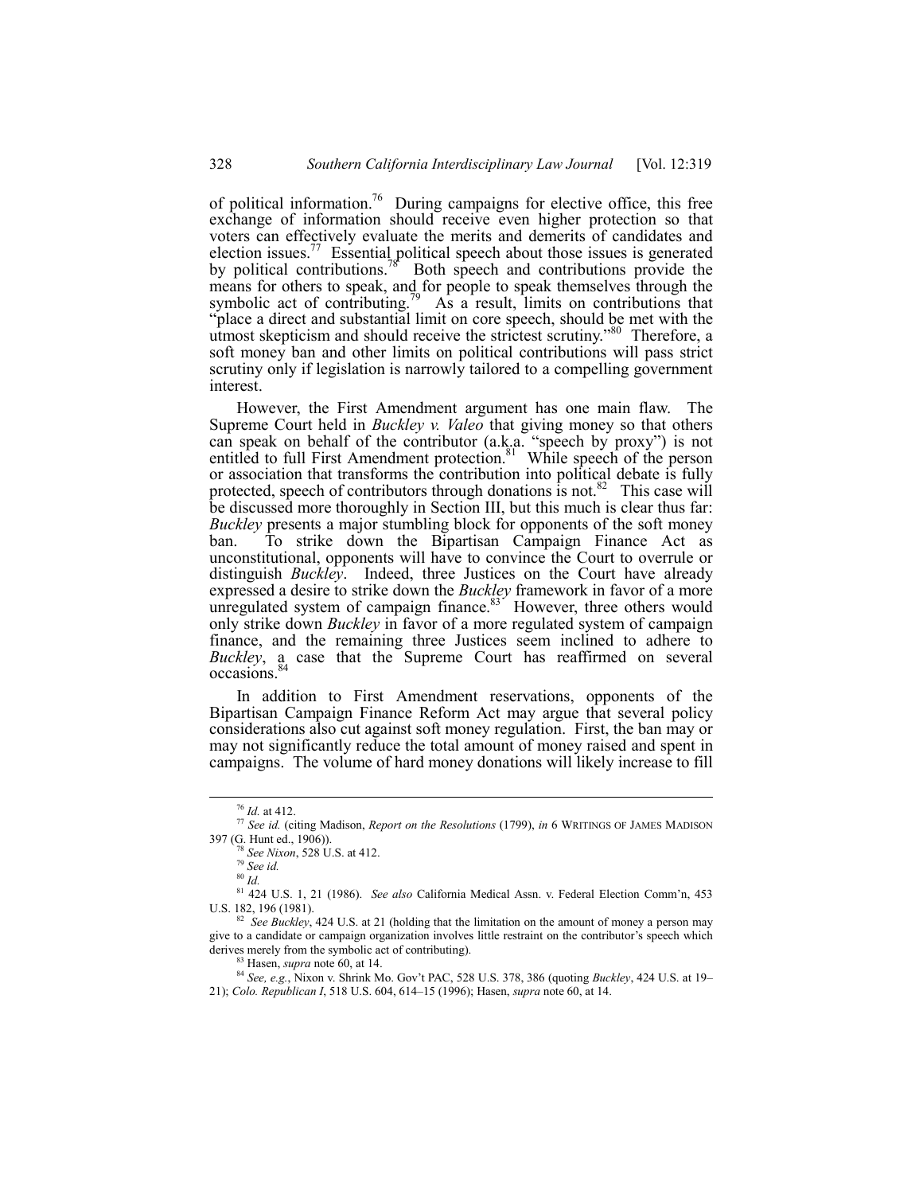of political information.[76] During campaigns for elective office, this free exchange of information should receive even higher protection so that voters can effectively evaluate the merits and demerits of candidates and election issues.[77] Essential political speech about those issues is generated by political contributions.[78] Both speech and contributions provide the means for others to speak, and for people to speak themselves through the symbolic act of contributing.[79] As a result, limits on contributions that "place a direct and substantial limit on core speech, should be met with the utmost skepticism and should receive the strictest scrutiny."[80] Therefore, a soft money ban and other limits on political contributions will pass strict scrutiny only if legislation is narrowly tailored to a compelling government interest.

However, the First Amendment argument has one main flaw. The Supreme Court held in *Buckley v. Valeo* that giving money so that others can speak on behalf of the contributor (a.k.a. "speech by proxy") is not entitled to full First Amendment protection.[81] While speech of the person or association that transforms the contribution into political debate is fully protected, speech of contributors through donations is not.[82] This case will be discussed more thoroughly in Section III, but this much is clear thus far: *Buckley* presents a major stumbling block for opponents of the soft money ban. To strike down the Bipartisan Campaign Finance Act as unconstitutional, opponents will have to convince the Court to overrule or distinguish *Buckley*. Indeed, three Justices on the Court have already expressed a desire to strike down the *Buckley* framework in favor of a more unregulated system of campaign finance.[83] However, three others would only strike down *Buckley* in favor of a more regulated system of campaign finance, and the remaining three Justices seem inclined to adhere to *Buckley*, a case that the Supreme Court has reaffirmed on several occasions.[84]

In addition to First Amendment reservations, opponents of the Bipartisan Campaign Finance Reform Act may argue that several policy considerations also cut against soft money regulation. First, the ban may or may not significantly reduce the total amount of money raised and spent in campaigns. The volume of hard money donations will likely increase to fill

---

[76] *Id.* at 412.

[77] *See id.* (citing Madison, *Report on the Resolutions* (1799), *in* 6 WRITINGS OF JAMES MADISON 397 (G. Hunt ed., 1906)).

[78] *See Nixon*, 528 U.S. at 412.

[79] *See id.*

[80] *Id.*

[81] 424 U.S. 1, 21 (1986). *See also* California Medical Assn. v. Federal Election Comm'n, 453 U.S. 182, 196 (1981).

[82] *See Buckley*, 424 U.S. at 21 (holding that the limitation on the amount of money a person may give to a candidate or campaign organization involves little restraint on the contributor's speech which derives merely from the symbolic act of contributing).

[83] Hasen, *supra* note 60, at 14.

[84] *See, e.g.*, Nixon v. Shrink Mo. Gov't PAC, 528 U.S. 378, 386 (quoting *Buckley*, 424 U.S. at 19–21); *Colo. Republican I*, 518 U.S. 604, 614–15 (1996); Hasen, *supra* note 60, at 14.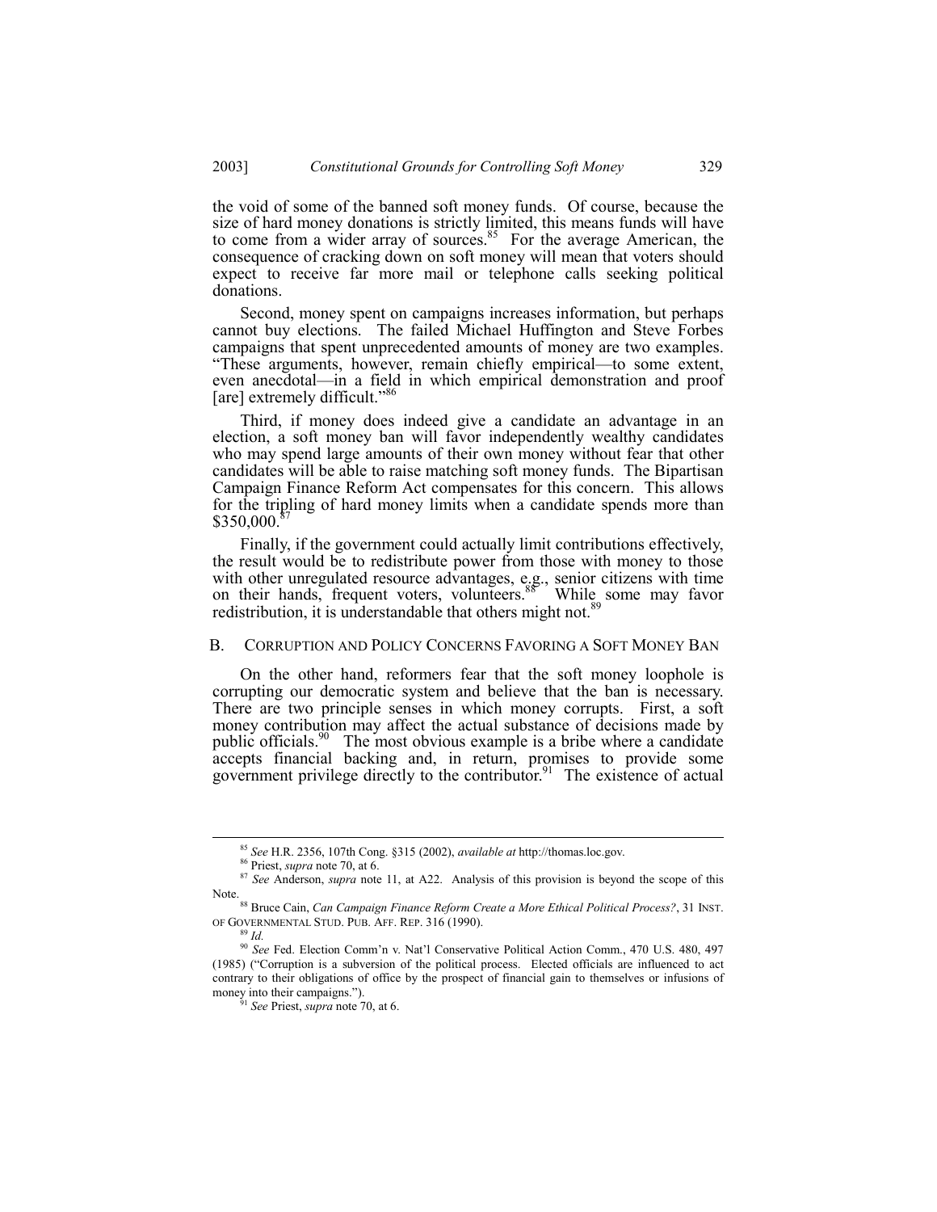the void of some of the banned soft money funds. Of course, because the size of hard money donations is strictly limited, this means funds will have to come from a wider array of sources.[85] For the average American, the consequence of cracking down on soft money will mean that voters should expect to receive far more mail or telephone calls seeking political donations.

Second, money spent on campaigns increases information, but perhaps cannot buy elections. The failed Michael Huffington and Steve Forbes campaigns that spent unprecedented amounts of money are two examples. "These arguments, however, remain chiefly empirical—to some extent, even anecdotal—in a field in which empirical demonstration and proof [are] extremely difficult."[86]

Third, if money does indeed give a candidate an advantage in an election, a soft money ban will favor independently wealthy candidates who may spend large amounts of their own money without fear that other candidates will be able to raise matching soft money funds. The Bipartisan Campaign Finance Reform Act compensates for this concern. This allows for the tripling of hard money limits when a candidate spends more than $350,000.[87]

Finally, if the government could actually limit contributions effectively, the result would be to redistribute power from those with money to those with other unregulated resource advantages, e.g., senior citizens with time on their hands, frequent voters, volunteers.[88] While some may favor redistribution, it is understandable that others might not.[89]

### B. Corruption and Policy Concerns Favoring a Soft Money Ban

On the other hand, reformers fear that the soft money loophole is corrupting our democratic system and believe that the ban is necessary. There are two principle senses in which money corrupts. First, a soft money contribution may affect the actual substance of decisions made by public officials.[90] The most obvious example is a bribe where a candidate accepts financial backing and, in return, promises to provide some government privilege directly to the contributor.[91] The existence of actual

---

[85] *See* H.R. 2356, 107th Cong. §315 (2002), *available at* http://thomas.loc.gov.

[86] Priest, *supra* note 70, at 6.

[87] *See* Anderson, *supra* note 11, at A22. Analysis of this provision is beyond the scope of this Note.

[88] Bruce Cain, *Can Campaign Finance Reform Create a More Ethical Political Process?*, 31 Inst. of Governmental Stud. Pub. Aff. Rep. 316 (1990).

[89] *Id.*

[90] *See* Fed. Election Comm'n v. Nat'l Conservative Political Action Comm., 470 U.S. 480, 497 (1985) ("Corruption is a subversion of the political process. Elected officials are influenced to act contrary to their obligations of office by the prospect of financial gain to themselves or infusions of money into their campaigns.").

[91] *See* Priest, *supra* note 70, at 6.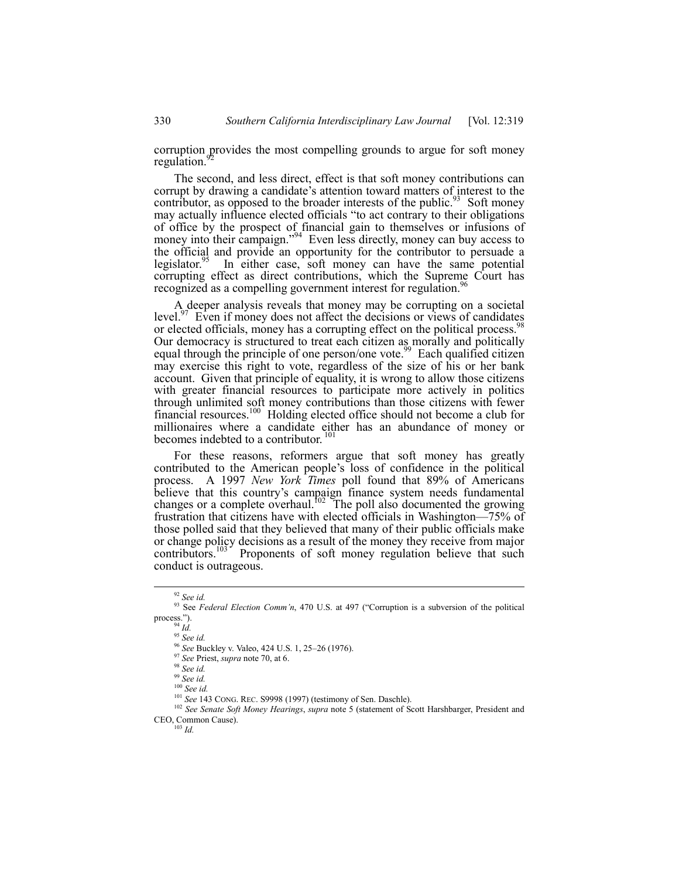corruption provides the most compelling grounds to argue for soft money regulation.[92]

The second, and less direct, effect is that soft money contributions can corrupt by drawing a candidate's attention toward matters of interest to the contributor, as opposed to the broader interests of the public.[93] Soft money may actually influence elected officials "to act contrary to their obligations of office by the prospect of financial gain to themselves or infusions of money into their campaign."[94] Even less directly, money can buy access to the official and provide an opportunity for the contributor to persuade a legislator.[95] In either case, soft money can have the same potential corrupting effect as direct contributions, which the Supreme Court has recognized as a compelling government interest for regulation.[96]

A deeper analysis reveals that money may be corrupting on a societal level.[97] Even if money does not affect the decisions or views of candidates or elected officials, money has a corrupting effect on the political process.[98] Our democracy is structured to treat each citizen as morally and politically equal through the principle of one person/one vote.[99] Each qualified citizen may exercise this right to vote, regardless of the size of his or her bank account. Given that principle of equality, it is wrong to allow those citizens with greater financial resources to participate more actively in politics through unlimited soft money contributions than those citizens with fewer financial resources.[100] Holding elected office should not become a club for millionaires where a candidate either has an abundance of money or becomes indebted to a contributor.[101]

For these reasons, reformers argue that soft money has greatly contributed to the American people's loss of confidence in the political process. A 1997 *New York Times* poll found that 89% of Americans believe that this country's campaign finance system needs fundamental changes or a complete overhaul.[102] The poll also documented the growing frustration that citizens have with elected officials in Washington—75% of those polled said that they believed that many of their public officials make or change policy decisions as a result of the money they receive from major contributors.[103] Proponents of soft money regulation believe that such conduct is outrageous.

---

[92] *See id.*

[93] See *Federal Election Comm'n*, 470 U.S. at 497 ("Corruption is a subversion of the political process.").

[94] *Id.*

[95] *See id.*

[96] *See* Buckley v. Valeo, 424 U.S. 1, 25–26 (1976).

[97] *See* Priest, *supra* note 70, at 6.

[98] *See id.*

[99] *See id.*

[100] *See id.*

[101] *See* 143 CONG. REC. S9998 (1997) (testimony of Sen. Daschle).

[102] *See Senate Soft Money Hearings*, *supra* note 5 (statement of Scott Harshbarger, President and CEO, Common Cause).

[103] *Id.*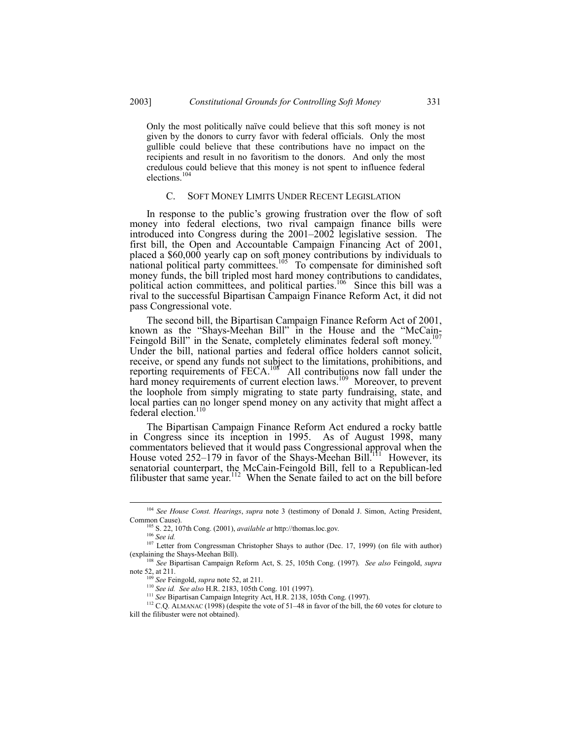> Only the most politically naïve could believe that this soft money is not given by the donors to curry favor with federal officials. Only the most gullible could believe that these contributions have no impact on the recipients and result in no favoritism to the donors. And only the most credulous could believe that this money is not spent to influence federal elections.[104]

### C. SOFT MONEY LIMITS UNDER RECENT LEGISLATION

In response to the public's growing frustration over the flow of soft money into federal elections, two rival campaign finance bills were introduced into Congress during the 2001–2002 legislative session. The first bill, the Open and Accountable Campaign Financing Act of 2001, placed a $60,000 yearly cap on soft money contributions by individuals to national political party committees.[105] To compensate for diminished soft money funds, the bill tripled most hard money contributions to candidates, political action committees, and political parties.[106] Since this bill was a rival to the successful Bipartisan Campaign Finance Reform Act, it did not pass Congressional vote.

The second bill, the Bipartisan Campaign Finance Reform Act of 2001, known as the "Shays-Meehan Bill" in the House and the "McCain-Feingold Bill" in the Senate, completely eliminates federal soft money.[107] Under the bill, national parties and federal office holders cannot solicit, receive, or spend any funds not subject to the limitations, prohibitions, and reporting requirements of FECA.[108] All contributions now fall under the hard money requirements of current election laws.[109] Moreover, to prevent the loophole from simply migrating to state party fundraising, state, and local parties can no longer spend money on any activity that might affect a federal election.[110]

The Bipartisan Campaign Finance Reform Act endured a rocky battle in Congress since its inception in 1995. As of August 1998, many commentators believed that it would pass Congressional approval when the House voted 252–179 in favor of the Shays-Meehan Bill.[111] However, its senatorial counterpart, the McCain-Feingold Bill, fell to a Republican-led filibuster that same year.[112] When the Senate failed to act on the bill before

---

[104] *See House Const. Hearings*, *supra* note 3 (testimony of Donald J. Simon, Acting President, Common Cause).

[105] S. 22, 107th Cong. (2001), *available at* http://thomas.loc.gov.

[106] *See id.*

[107] Letter from Congressman Christopher Shays to author (Dec. 17, 1999) (on file with author) (explaining the Shays-Meehan Bill).

[108] *See* Bipartisan Campaign Reform Act, S. 25, 105th Cong. (1997). *See also* Feingold, *supra* note 52, at 211.

[109] *See* Feingold, *supra* note 52, at 211.

[110] *See id.* *See also* H.R. 2183, 105th Cong. 101 (1997).

[111] *See* Bipartisan Campaign Integrity Act, H.R. 2138, 105th Cong. (1997).

[112] C.Q. ALMANAC (1998) (despite the vote of 51–48 in favor of the bill, the 60 votes for cloture to kill the filibuster were not obtained).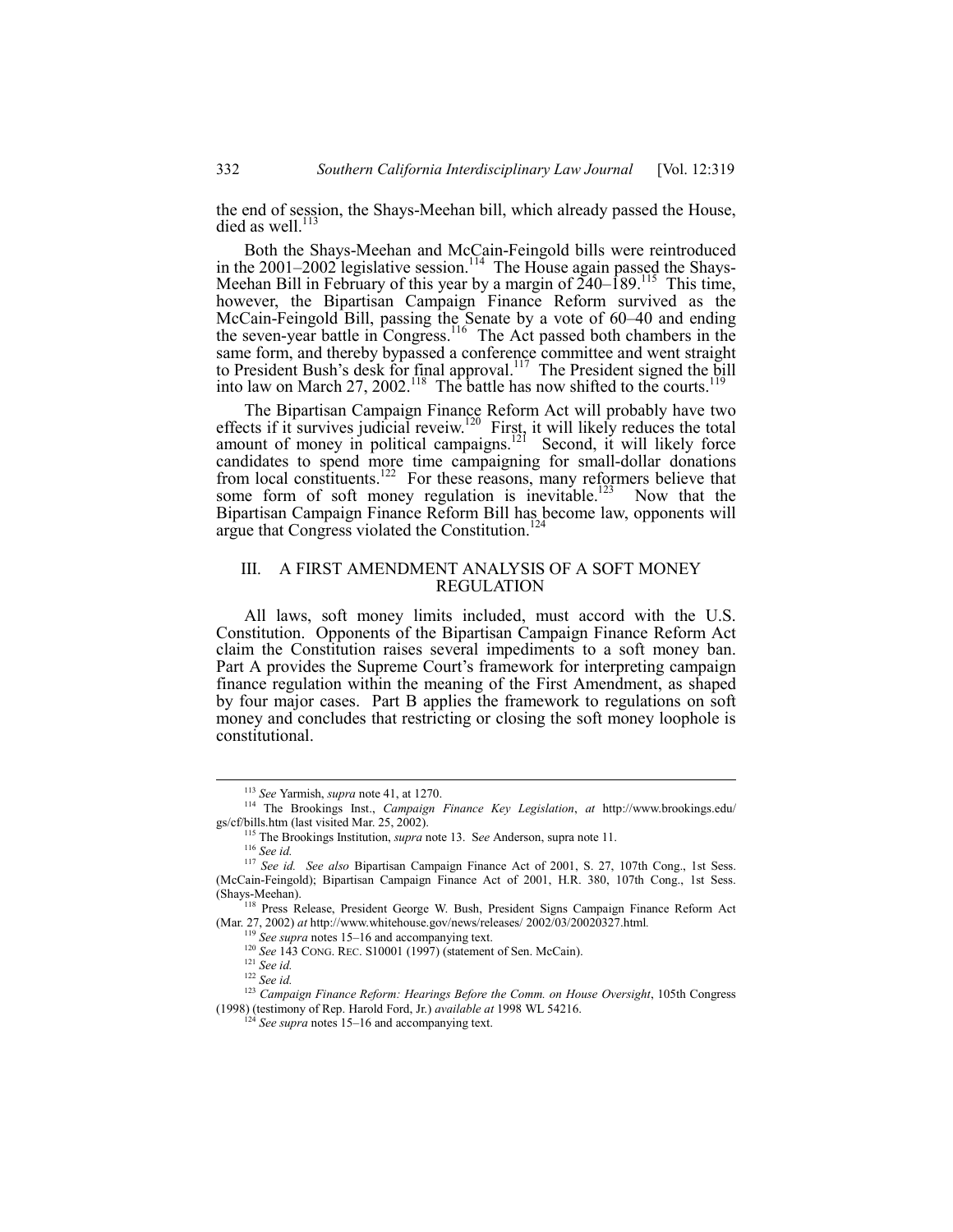the end of session, the Shays-Meehan bill, which already passed the House, died as well.[113]

Both the Shays-Meehan and McCain-Feingold bills were reintroduced in the 2001–2002 legislative session.[114] The House again passed the Shays-Meehan Bill in February of this year by a margin of 240–189.[115] This time, however, the Bipartisan Campaign Finance Reform survived as the McCain-Feingold Bill, passing the Senate by a vote of 60–40 and ending the seven-year battle in Congress.[116] The Act passed both chambers in the same form, and thereby bypassed a conference committee and went straight to President Bush's desk for final approval.[117] The President signed the bill into law on March 27, 2002.[118] The battle has now shifted to the courts.[119]

The Bipartisan Campaign Finance Reform Act will probably have two effects if it survives judicial reveiw.[120] First, it will likely reduces the total amount of money in political campaigns.[121] Second, it will likely force candidates to spend more time campaigning for small-dollar donations from local constituents.[122] For these reasons, many reformers believe that some form of soft money regulation is inevitable.[123] Now that the Bipartisan Campaign Finance Reform Bill has become law, opponents will argue that Congress violated the Constitution.[124]

## III. A FIRST AMENDMENT ANALYSIS OF A SOFT MONEY REGULATION

All laws, soft money limits included, must accord with the U.S. Constitution. Opponents of the Bipartisan Campaign Finance Reform Act claim the Constitution raises several impediments to a soft money ban. Part A provides the Supreme Court's framework for interpreting campaign finance regulation within the meaning of the First Amendment, as shaped by four major cases. Part B applies the framework to regulations on soft money and concludes that restricting or closing the soft money loophole is constitutional.

---

[113] *See* Yarmish, *supra* note 41, at 1270.

[114] The Brookings Inst., *Campaign Finance Key Legislation*, *at* http://www.brookings.edu/gs/cf/bills.htm (last visited Mar. 25, 2002).

[115] The Brookings Institution, *supra* note 13. S*ee* Anderson, supra note 11.

[116] *See id.*

[117] *See id. See also* Bipartisan Campaign Finance Act of 2001, S. 27, 107th Cong., 1st Sess. (McCain-Feingold); Bipartisan Campaign Finance Act of 2001, H.R. 380, 107th Cong., 1st Sess. (Shays-Meehan).

[118] Press Release, President George W. Bush, President Signs Campaign Finance Reform Act (Mar. 27, 2002) *at* http://www.whitehouse.gov/news/releases/ 2002/03/20020327.html*.*

[119] *See supra* notes 15–16 and accompanying text.

[120] *See* 143 CONG. REC. S10001 (1997) (statement of Sen. McCain).

[121] *See id.*

[122] *See id.*

[123] *Campaign Finance Reform: Hearings Before the Comm. on House Oversight*, 105th Congress (1998) (testimony of Rep. Harold Ford, Jr.) *available at* 1998 WL 54216.

[124] *See supra* notes 15–16 and accompanying text.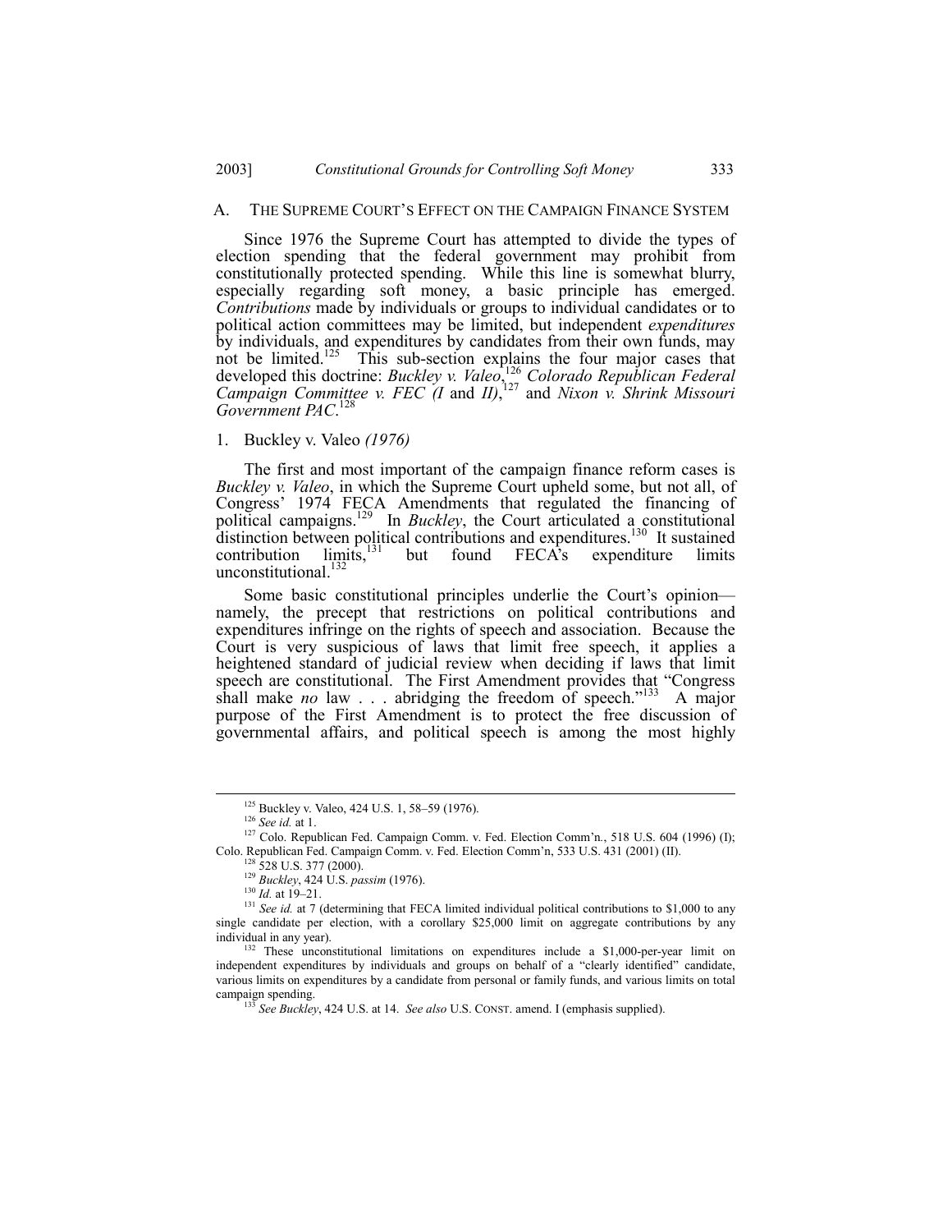## A. The Supreme Court's Effect on the Campaign Finance System

Since 1976 the Supreme Court has attempted to divide the types of election spending that the federal government may prohibit from constitutionally protected spending. While this line is somewhat blurry, especially regarding soft money, a basic principle has emerged. *Contributions* made by individuals or groups to individual candidates or to political action committees may be limited, but independent *expenditures* by individuals, and expenditures by candidates from their own funds, may not be limited.[125] This sub-section explains the four major cases that developed this doctrine: *Buckley v. Valeo*,[126] *Colorado Republican Federal Campaign Committee v. FEC (I* and *II)*,[127] and *Nixon v. Shrink Missouri Government PAC*.[128]

### 1. Buckley v. Valeo *(1976)*

The first and most important of the campaign finance reform cases is *Buckley v. Valeo*, in which the Supreme Court upheld some, but not all, of Congress' 1974 FECA Amendments that regulated the financing of political campaigns.[129] In *Buckley*, the Court articulated a constitutional distinction between political contributions and expenditures.[130] It sustained contribution limits,[131] but found FECA's expenditure limits unconstitutional.[132]

Some basic constitutional principles underlie the Court's opinion—namely, the precept that restrictions on political contributions and expenditures infringe on the rights of speech and association. Because the Court is very suspicious of laws that limit free speech, it applies a heightened standard of judicial review when deciding if laws that limit speech are constitutional. The First Amendment provides that "Congress shall make *no* law . . . abridging the freedom of speech."[133] A major purpose of the First Amendment is to protect the free discussion of governmental affairs, and political speech is among the most highly

---

[125] Buckley v. Valeo, 424 U.S. 1, 58–59 (1976).

[126] *See id.* at 1.

[127] Colo. Republican Fed. Campaign Comm. v. Fed. Election Comm'n., 518 U.S. 604 (1996) (I); Colo. Republican Fed. Campaign Comm. v. Fed. Election Comm'n, 533 U.S. 431 (2001) (II).

[128] 528 U.S. 377 (2000).

[129] *Buckley*, 424 U.S. *passim* (1976).

[130] *Id.* at 19–21.

[131] *See id.* at 7 (determining that FECA limited individual political contributions to $1,000 to any single candidate per election, with a corollary $25,000 limit on aggregate contributions by any individual in any year).

[132] These unconstitutional limitations on expenditures include a $1,000-per-year limit on independent expenditures by individuals and groups on behalf of a "clearly identified" candidate, various limits on expenditures by a candidate from personal or family funds, and various limits on total campaign spending.

[133] *See Buckley*, 424 U.S. at 14. *See also* U.S. CONST. amend. I (emphasis supplied).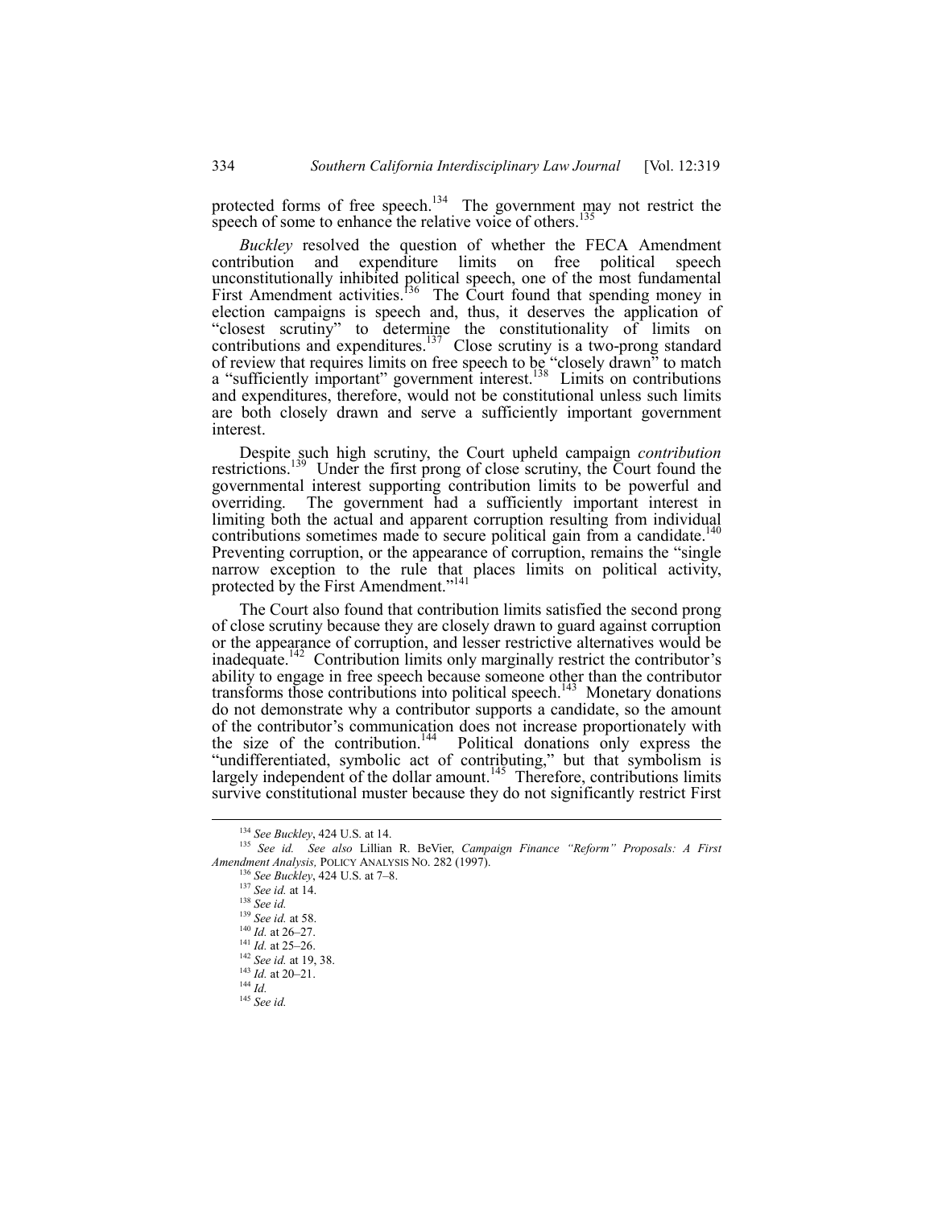protected forms of free speech.[134] The government may not restrict the speech of some to enhance the relative voice of others.[135]

*Buckley* resolved the question of whether the FECA Amendment contribution and expenditure limits on free political speech unconstitutionally inhibited political speech, one of the most fundamental First Amendment activities.[136] The Court found that spending money in election campaigns is speech and, thus, it deserves the application of "closest scrutiny" to determine the constitutionality of limits on contributions and expenditures.[137] Close scrutiny is a two-prong standard of review that requires limits on free speech to be "closely drawn" to match a "sufficiently important" government interest.[138] Limits on contributions and expenditures, therefore, would not be constitutional unless such limits are both closely drawn and serve a sufficiently important government interest.

Despite such high scrutiny, the Court upheld campaign *contribution* restrictions.[139] Under the first prong of close scrutiny, the Court found the governmental interest supporting contribution limits to be powerful and overriding. The government had a sufficiently important interest in limiting both the actual and apparent corruption resulting from individual contributions sometimes made to secure political gain from a candidate.[140] Preventing corruption, or the appearance of corruption, remains the "single narrow exception to the rule that places limits on political activity, protected by the First Amendment."[141]

The Court also found that contribution limits satisfied the second prong of close scrutiny because they are closely drawn to guard against corruption or the appearance of corruption, and lesser restrictive alternatives would be inadequate.[142] Contribution limits only marginally restrict the contributor's ability to engage in free speech because someone other than the contributor transforms those contributions into political speech.[143] Monetary donations do not demonstrate why a contributor supports a candidate, so the amount of the contributor's communication does not increase proportionately with the size of the contribution.[144] Political donations only express the "undifferentiated, symbolic act of contributing," but that symbolism is largely independent of the dollar amount.[145] Therefore, contributions limits survive constitutional muster because they do not significantly restrict First

---

[134] *See Buckley*, 424 U.S. at 14.

[135] *See id. See also* Lillian R. BeVier, *Campaign Finance "Reform" Proposals: A First Amendment Analysis,* POLICY ANALYSIS NO. 282 (1997).

[136] *See Buckley*, 424 U.S. at 7–8.

[137] *See id.* at 14.

[138] *See id.*

[139] *See id.* at 58.

[140] *Id.* at 26–27.

[141] *Id.* at 25–26.

[142] *See id.* at 19, 38.

[143] *Id.* at 20–21.

[144] *Id.*

[145] *See id.*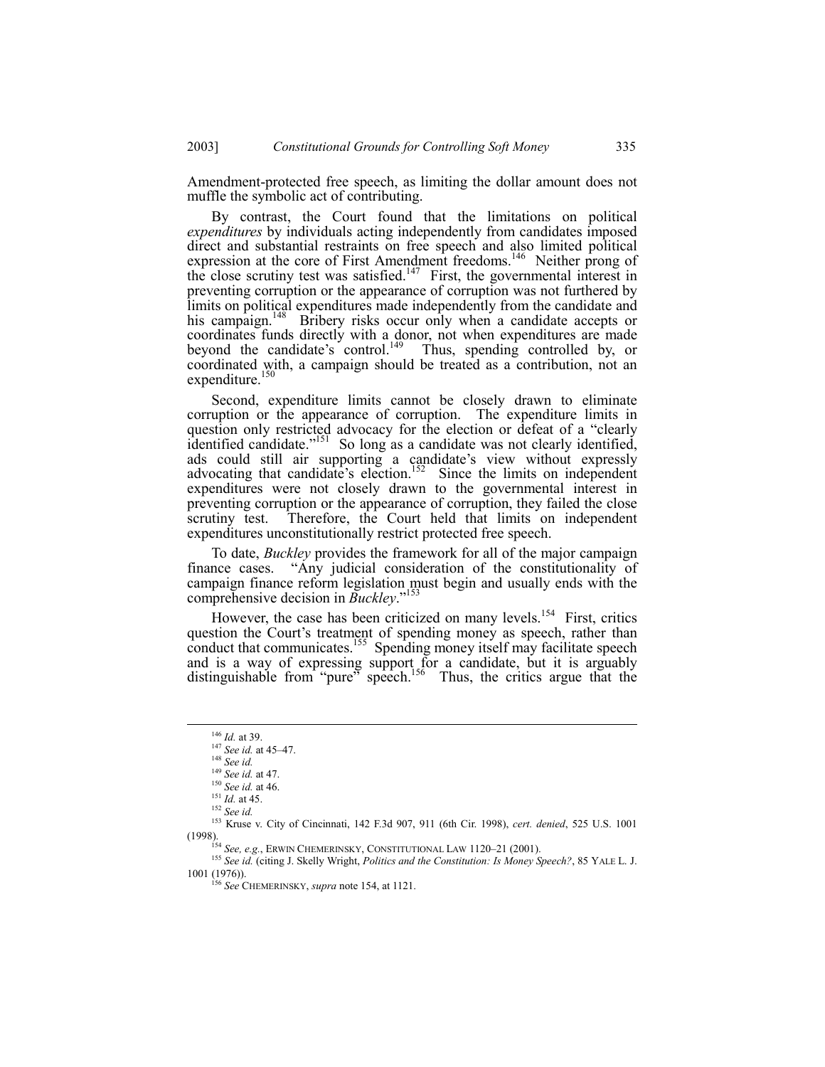Amendment-protected free speech, as limiting the dollar amount does not muffle the symbolic act of contributing.

By contrast, the Court found that the limitations on political *expenditures* by individuals acting independently from candidates imposed direct and substantial restraints on free speech and also limited political expression at the core of First Amendment freedoms.[146] Neither prong of the close scrutiny test was satisfied.[147] First, the governmental interest in preventing corruption or the appearance of corruption was not furthered by limits on political expenditures made independently from the candidate and his campaign.[148] Bribery risks occur only when a candidate accepts or coordinates funds directly with a donor, not when expenditures are made beyond the candidate's control.[149] Thus, spending controlled by, or coordinated with, a campaign should be treated as a contribution, not an expenditure.[150]

Second, expenditure limits cannot be closely drawn to eliminate corruption or the appearance of corruption. The expenditure limits in question only restricted advocacy for the election or defeat of a "clearly identified candidate."[151] So long as a candidate was not clearly identified, ads could still air supporting a candidate's view without expressly advocating that candidate's election.[152] Since the limits on independent expenditures were not closely drawn to the governmental interest in preventing corruption or the appearance of corruption, they failed the close scrutiny test. Therefore, the Court held that limits on independent expenditures unconstitutionally restrict protected free speech.

To date, *Buckley* provides the framework for all of the major campaign finance cases. "Any judicial consideration of the constitutionality of campaign finance reform legislation must begin and usually ends with the comprehensive decision in *Buckley*."[153]

However, the case has been criticized on many levels.[154] First, critics question the Court's treatment of spending money as speech, rather than conduct that communicates.[155] Spending money itself may facilitate speech and is a way of expressing support for a candidate, but it is arguably distinguishable from "pure" speech.[156] Thus, the critics argue that the

---

[146] *Id.* at 39.

[147] *See id.* at 45–47.

[148] *See id.*

[149] *See id.* at 47.

[150] *See id.* at 46.

[151] *Id.* at 45.

[152] *See id.*

[153] Kruse v. City of Cincinnati, 142 F.3d 907, 911 (6th Cir. 1998), *cert. denied*, 525 U.S. 1001 (1998).

[154] *See, e.g.*, ERWIN CHEMERINSKY, CONSTITUTIONAL LAW 1120–21 (2001).

[155] *See id.* (citing J. Skelly Wright, *Politics and the Constitution: Is Money Speech?*, 85 YALE L. J. 1001 (1976)).

[156] *See* CHEMERINSKY, *supra* note 154, at 1121.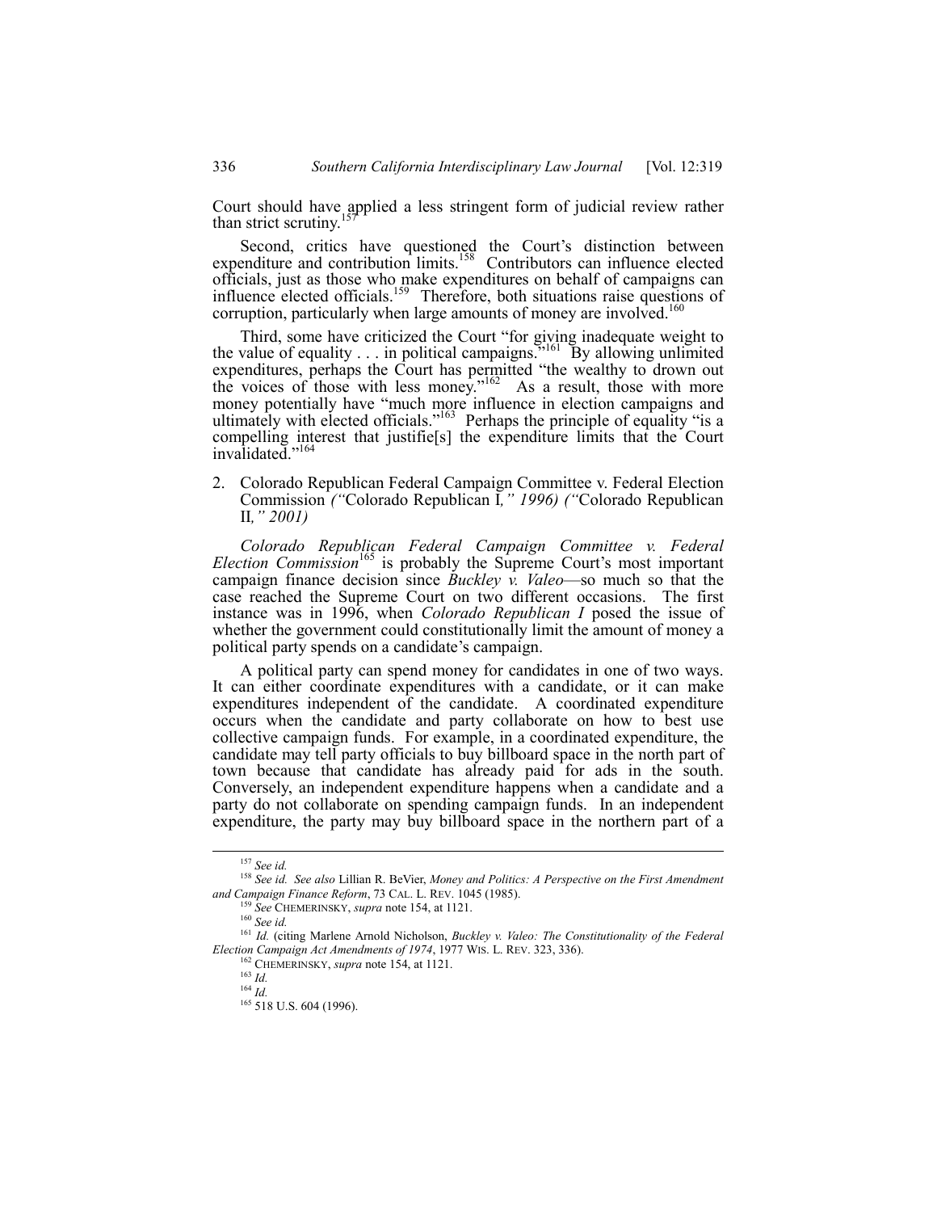Court should have applied a less stringent form of judicial review rather than strict scrutiny.[157]

Second, critics have questioned the Court's distinction between expenditure and contribution limits.[158] Contributors can influence elected officials, just as those who make expenditures on behalf of campaigns can influence elected officials.[159] Therefore, both situations raise questions of corruption, particularly when large amounts of money are involved.[160]

Third, some have criticized the Court "for giving inadequate weight to the value of equality . . . in political campaigns."[161] By allowing unlimited expenditures, perhaps the Court has permitted "the wealthy to drown out the voices of those with less money."[162] As a result, those with more money potentially have "much more influence in election campaigns and ultimately with elected officials."[163] Perhaps the principle of equality "is a compelling interest that justifie[s] the expenditure limits that the Court invalidated."[164]

2. Colorado Republican Federal Campaign Committee v. Federal Election Commission *("*Colorado Republican I*," 1996) ("*Colorado Republican II*," 2001)*

*Colorado Republican Federal Campaign Committee v. Federal Election Commission*[165] is probably the Supreme Court's most important campaign finance decision since *Buckley v. Valeo*—so much so that the case reached the Supreme Court on two different occasions. The first instance was in 1996, when *Colorado Republican I* posed the issue of whether the government could constitutionally limit the amount of money a political party spends on a candidate's campaign.

A political party can spend money for candidates in one of two ways. It can either coordinate expenditures with a candidate, or it can make expenditures independent of the candidate. A coordinated expenditure occurs when the candidate and party collaborate on how to best use collective campaign funds. For example, in a coordinated expenditure, the candidate may tell party officials to buy billboard space in the north part of town because that candidate has already paid for ads in the south. Conversely, an independent expenditure happens when a candidate and a party do not collaborate on spending campaign funds. In an independent expenditure, the party may buy billboard space in the northern part of a

---

[157] *See id.*

[158] *See id. See also* Lillian R. BeVier, *Money and Politics: A Perspective on the First Amendment and Campaign Finance Reform*, 73 CAL. L. REV. 1045 (1985).

[159] *See* CHEMERINSKY, *supra* note 154, at 1121.

[160] *See id.*

[161] *Id.* (citing Marlene Arnold Nicholson, *Buckley v. Valeo: The Constitutionality of the Federal Election Campaign Act Amendments of 1974*, 1977 WIS. L. REV. 323, 336).

[162] CHEMERINSKY, *supra* note 154, at 1121.

[163] *Id.*

[164] *Id.*

[165] 518 U.S. 604 (1996).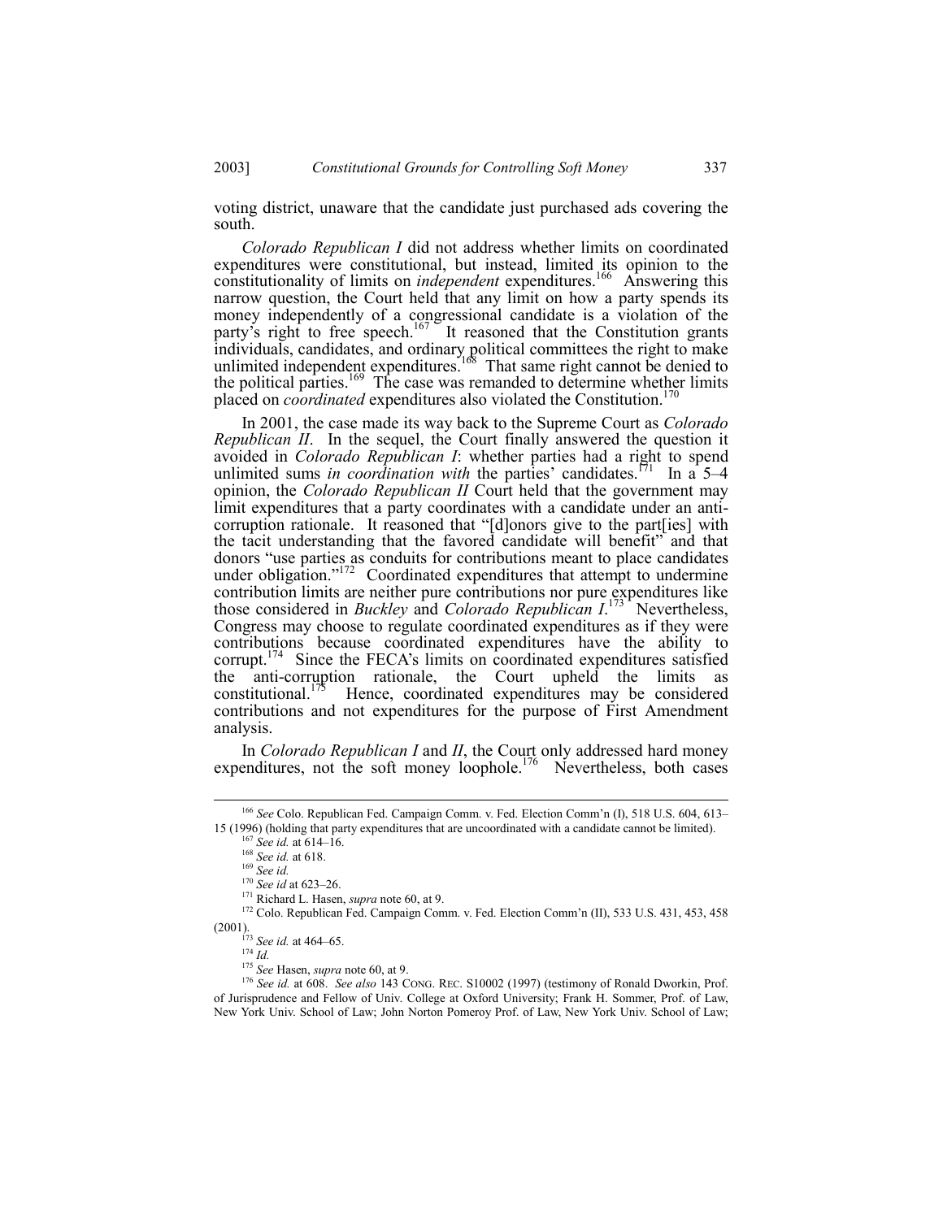voting district, unaware that the candidate just purchased ads covering the south.

*Colorado Republican I* did not address whether limits on coordinated expenditures were constitutional, but instead, limited its opinion to the constitutionality of limits on *independent* expenditures.[166] Answering this narrow question, the Court held that any limit on how a party spends its money independently of a congressional candidate is a violation of the party's right to free speech.[167] It reasoned that the Constitution grants individuals, candidates, and ordinary political committees the right to make unlimited independent expenditures.[168] That same right cannot be denied to the political parties.[169] The case was remanded to determine whether limits placed on *coordinated* expenditures also violated the Constitution.[170]

In 2001, the case made its way back to the Supreme Court as *Colorado Republican II*. In the sequel, the Court finally answered the question it avoided in *Colorado Republican I*: whether parties had a right to spend unlimited sums *in coordination with* the parties' candidates.[171] In a 5–4 opinion, the *Colorado Republican II* Court held that the government may limit expenditures that a party coordinates with a candidate under an anti-corruption rationale. It reasoned that "[d]onors give to the part[ies] with the tacit understanding that the favored candidate will benefit" and that donors "use parties as conduits for contributions meant to place candidates under obligation."[172] Coordinated expenditures that attempt to undermine contribution limits are neither pure contributions nor pure expenditures like those considered in *Buckley* and *Colorado Republican I*.[173] Nevertheless, Congress may choose to regulate coordinated expenditures as if they were contributions because coordinated expenditures have the ability to corrupt.[174] Since the FECA's limits on coordinated expenditures satisfied the anti-corruption rationale, the Court upheld the limits as constitutional.[175] Hence, coordinated expenditures may be considered contributions and not expenditures for the purpose of First Amendment analysis.

In *Colorado Republican I* and *II*, the Court only addressed hard money expenditures, not the soft money loophole.[176] Nevertheless, both cases

---

[166] *See* Colo. Republican Fed. Campaign Comm. v. Fed. Election Comm'n (I), 518 U.S. 604, 613–15 (1996) (holding that party expenditures that are uncoordinated with a candidate cannot be limited).

[167] *See id.* at 614–16.

[168] *See id.* at 618.

[169] *See id.*

[170] *See id* at 623–26.

[171] Richard L. Hasen, *supra* note 60, at 9.

[172] Colo. Republican Fed. Campaign Comm. v. Fed. Election Comm'n (II), 533 U.S. 431, 453, 458 (2001).

[173] *See id.* at 464–65.

[174] *Id.*

[175] *See* Hasen, *supra* note 60, at 9.

[176] *See id.* at 608. *See also* 143 CONG. REC. S10002 (1997) (testimony of Ronald Dworkin, Prof. of Jurisprudence and Fellow of Univ. College at Oxford University; Frank H. Sommer, Prof. of Law, New York Univ. School of Law; John Norton Pomeroy Prof. of Law, New York Univ. School of Law;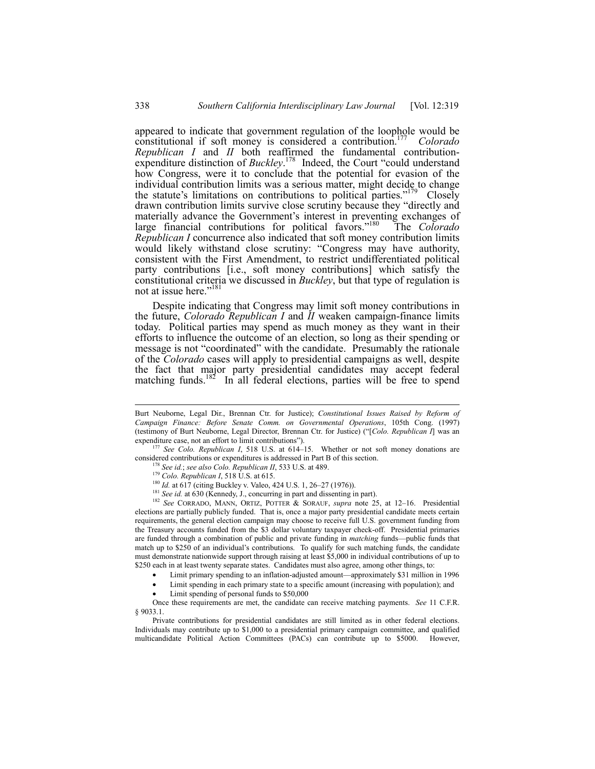appeared to indicate that government regulation of the loophole would be constitutional if soft money is considered a contribution.[177] *Colorado Republican I* and *II* both reaffirmed the fundamental contribution-expenditure distinction of *Buckley*.[178] Indeed, the Court "could understand how Congress, were it to conclude that the potential for evasion of the individual contribution limits was a serious matter, might decide to change the statute's limitations on contributions to political parties."[179] Closely drawn contribution limits survive close scrutiny because they "directly and materially advance the Government's interest in preventing exchanges of large financial contributions for political favors."[180] The *Colorado Republican I* concurrence also indicated that soft money contribution limits would likely withstand close scrutiny: "Congress may have authority, consistent with the First Amendment, to restrict undifferentiated political party contributions [i.e., soft money contributions] which satisfy the constitutional criteria we discussed in *Buckley*, but that type of regulation is not at issue here."[181]

Despite indicating that Congress may limit soft money contributions in the future, *Colorado Republican I* and *II* weaken campaign-finance limits today. Political parties may spend as much money as they want in their efforts to influence the outcome of an election, so long as their spending or message is not "coordinated" with the candidate. Presumably the rationale of the *Colorado* cases will apply to presidential campaigns as well, despite the fact that major party presidential candidates may accept federal matching funds.[182] In all federal elections, parties will be free to spend

---

Burt Neuborne, Legal Dir., Brennan Ctr. for Justice); *Constitutional Issues Raised by Reform of Campaign Finance: Before Senate Comm. on Governmental Operations*, 105th Cong. (1997) (testimony of Burt Neuborne, Legal Director, Brennan Ctr. for Justice) ("[*Colo. Republican I*] was an expenditure case, not an effort to limit contributions").

[177] *See Colo. Republican I*, 518 U.S. at 614–15. Whether or not soft money donations are considered contributions or expenditures is addressed in Part B of this section.

[178] *See id.*; *see also Colo. Republican II*, 533 U.S. at 489.

[179] *Colo. Republican I*, 518 U.S. at 615.

[180] *Id.* at 617 (citing Buckley v. Valeo, 424 U.S. 1, 26–27 (1976)).

[181] *See id.* at 630 (Kennedy, J., concurring in part and dissenting in part).

[182] *See* CORRADO, MANN, ORTIZ, POTTER & SORAUF, *supra* note 25, at 12–16. Presidential elections are partially publicly funded. That is, once a major party presidential candidate meets certain requirements, the general election campaign may choose to receive full U.S. government funding from the Treasury accounts funded from the $3 dollar voluntary taxpayer check-off. Presidential primaries are funded through a combination of public and private funding in *matching* funds—public funds that match up to $250 of an individual's contributions. To qualify for such matching funds, the candidate must demonstrate nationwide support through raising at least $5,000 in individual contributions of up to $250 each in at least twenty separate states. Candidates must also agree, among other things, to:

- Limit primary spending to an inflation-adjusted amount—approximately $31 million in 1996
- Limit spending in each primary state to a specific amount (increasing with population); and
- Limit spending of personal funds to $50,000

Once these requirements are met, the candidate can receive matching payments. *See* 11 C.F.R. § 9033.1.

Private contributions for presidential candidates are still limited as in other federal elections. Individuals may contribute up to $1,000 to a presidential primary campaign committee, and qualified multicandidate Political Action Committees (PACs) can contribute up to $5000. However,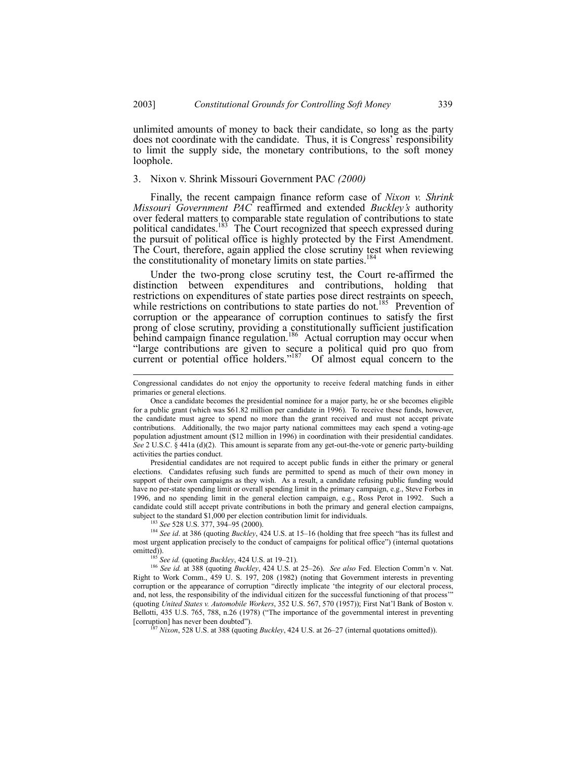unlimited amounts of money to back their candidate, so long as the party does not coordinate with the candidate. Thus, it is Congress' responsibility to limit the supply side, the monetary contributions, to the soft money loophole.

### 3. Nixon v. Shrink Missouri Government PAC *(2000)*

Finally, the recent campaign finance reform case of *Nixon v. Shrink Missouri Government PAC* reaffirmed and extended *Buckley's* authority over federal matters to comparable state regulation of contributions to state political candidates.[183] The Court recognized that speech expressed during the pursuit of political office is highly protected by the First Amendment. The Court, therefore, again applied the close scrutiny test when reviewing the constitutionality of monetary limits on state parties.[184]

Under the two-prong close scrutiny test, the Court re-affirmed the distinction between expenditures and contributions, holding that restrictions on expenditures of state parties pose direct restraints on speech, while restrictions on contributions to state parties do not.[185] Prevention of corruption or the appearance of corruption continues to satisfy the first prong of close scrutiny, providing a constitutionally sufficient justification behind campaign finance regulation.[186] Actual corruption may occur when "large contributions are given to secure a political quid pro quo from current or potential office holders."[187] Of almost equal concern to the

---

Congressional candidates do not enjoy the opportunity to receive federal matching funds in either primaries or general elections.

Once a candidate becomes the presidential nominee for a major party, he or she becomes eligible for a public grant (which was $61.82 million per candidate in 1996). To receive these funds, however, the candidate must agree to spend no more than the grant received and must not accept private contributions. Additionally, the two major party national committees may each spend a voting-age population adjustment amount ($12 million in 1996) in coordination with their presidential candidates. *See* 2 U.S.C. § 441a (d)(2). This amount is separate from any get-out-the-vote or generic party-building activities the parties conduct.

Presidential candidates are not required to accept public funds in either the primary or general elections. Candidates refusing such funds are permitted to spend as much of their own money in support of their own campaigns as they wish. As a result, a candidate refusing public funding would have no per-state spending limit or overall spending limit in the primary campaign, e.g., Steve Forbes in 1996, and no spending limit in the general election campaign, e.g., Ross Perot in 1992. Such a candidate could still accept private contributions in both the primary and general election campaigns, subject to the standard $1,000 per election contribution limit for individuals.

[183] *See* 528 U.S. 377, 394–95 (2000).

[184] *See id*. at 386 (quoting *Buckley*, 424 U.S. at 15–16 (holding that free speech "has its fullest and most urgent application precisely to the conduct of campaigns for political office") (internal quotations omitted)).

[185] *See id.* (quoting *Buckley*, 424 U.S. at 19–21).

[186] *See id.* at 388 (quoting *Buckley*, 424 U.S. at 25–26). *See also* Fed. Election Comm'n v. Nat. Right to Work Comm., 459 U. S. 197, 208 (1982) (noting that Government interests in preventing corruption or the appearance of corruption "directly implicate 'the integrity of our electoral process, and, not less, the responsibility of the individual citizen for the successful functioning of that process'" (quoting *United States v. Automobile Workers*, 352 U.S. 567, 570 (1957)); First Nat'l Bank of Boston v. Bellotti, 435 U.S. 765, 788, n.26 (1978) ("The importance of the governmental interest in preventing [corruption] has never been doubted").

[187] *Nixon*, 528 U.S. at 388 (quoting *Buckley*, 424 U.S. at 26–27 (internal quotations omitted)).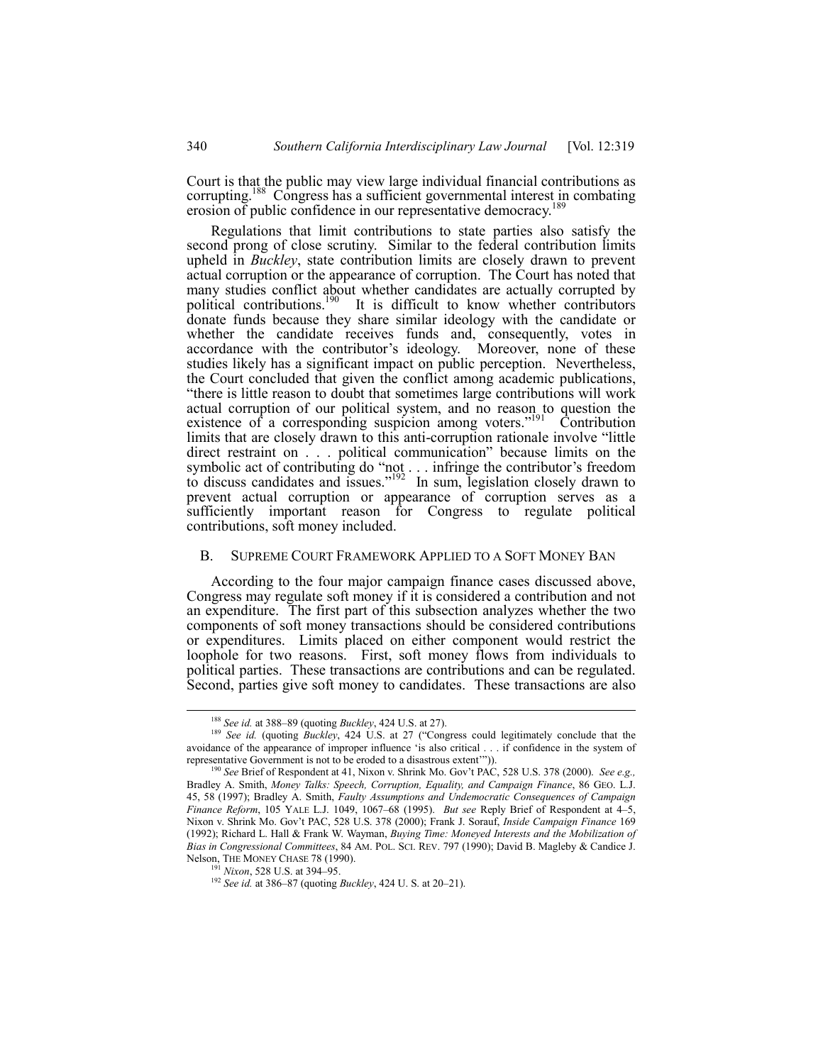Court is that the public may view large individual financial contributions as corrupting.[188] Congress has a sufficient governmental interest in combating erosion of public confidence in our representative democracy.[189]

Regulations that limit contributions to state parties also satisfy the second prong of close scrutiny. Similar to the federal contribution limits upheld in *Buckley*, state contribution limits are closely drawn to prevent actual corruption or the appearance of corruption. The Court has noted that many studies conflict about whether candidates are actually corrupted by political contributions.[190] It is difficult to know whether contributors donate funds because they share similar ideology with the candidate or whether the candidate receives funds and, consequently, votes in accordance with the contributor's ideology. Moreover, none of these studies likely has a significant impact on public perception. Nevertheless, the Court concluded that given the conflict among academic publications, "there is little reason to doubt that sometimes large contributions will work actual corruption of our political system, and no reason to question the existence of a corresponding suspicion among voters."[191] Contribution limits that are closely drawn to this anti-corruption rationale involve "little direct restraint on . . . political communication" because limits on the symbolic act of contributing do "not . . . infringe the contributor's freedom to discuss candidates and issues."[192] In sum, legislation closely drawn to prevent actual corruption or appearance of corruption serves as a sufficiently important reason for Congress to regulate political contributions, soft money included.

## B. Supreme Court Framework Applied to a Soft Money Ban

According to the four major campaign finance cases discussed above, Congress may regulate soft money if it is considered a contribution and not an expenditure. The first part of this subsection analyzes whether the two components of soft money transactions should be considered contributions or expenditures. Limits placed on either component would restrict the loophole for two reasons. First, soft money flows from individuals to political parties. These transactions are contributions and can be regulated. Second, parties give soft money to candidates. These transactions are also

---

[188] *See id.* at 388–89 (quoting *Buckley*, 424 U.S. at 27).

[189] *See id.* (quoting *Buckley*, 424 U.S. at 27 ("Congress could legitimately conclude that the avoidance of the appearance of improper influence 'is also critical . . . if confidence in the system of representative Government is not to be eroded to a disastrous extent'")).

[190] *See* Brief of Respondent at 41, Nixon v. Shrink Mo. Gov't PAC, 528 U.S. 378 (2000). *See e.g.*, Bradley A. Smith, *Money Talks: Speech, Corruption, Equality, and Campaign Finance*, 86 GEO. L.J. 45, 58 (1997); Bradley A. Smith, *Faulty Assumptions and Undemocratic Consequences of Campaign Finance Reform*, 105 YALE L.J. 1049, 1067–68 (1995). *But see* Reply Brief of Respondent at 4–5, Nixon v. Shrink Mo. Gov't PAC, 528 U.S. 378 (2000); Frank J. Sorauf, *Inside Campaign Finance* 169 (1992); Richard L. Hall & Frank W. Wayman, *Buying Time: Moneyed Interests and the Mobilization of Bias in Congressional Committees*, 84 AM. POL. SCI. REV. 797 (1990); David B. Magleby & Candice J. Nelson, THE MONEY CHASE 78 (1990).

[191] *Nixon*, 528 U.S. at 394–95.

[192] *See id.* at 386–87 (quoting *Buckley*, 424 U. S. at 20–21).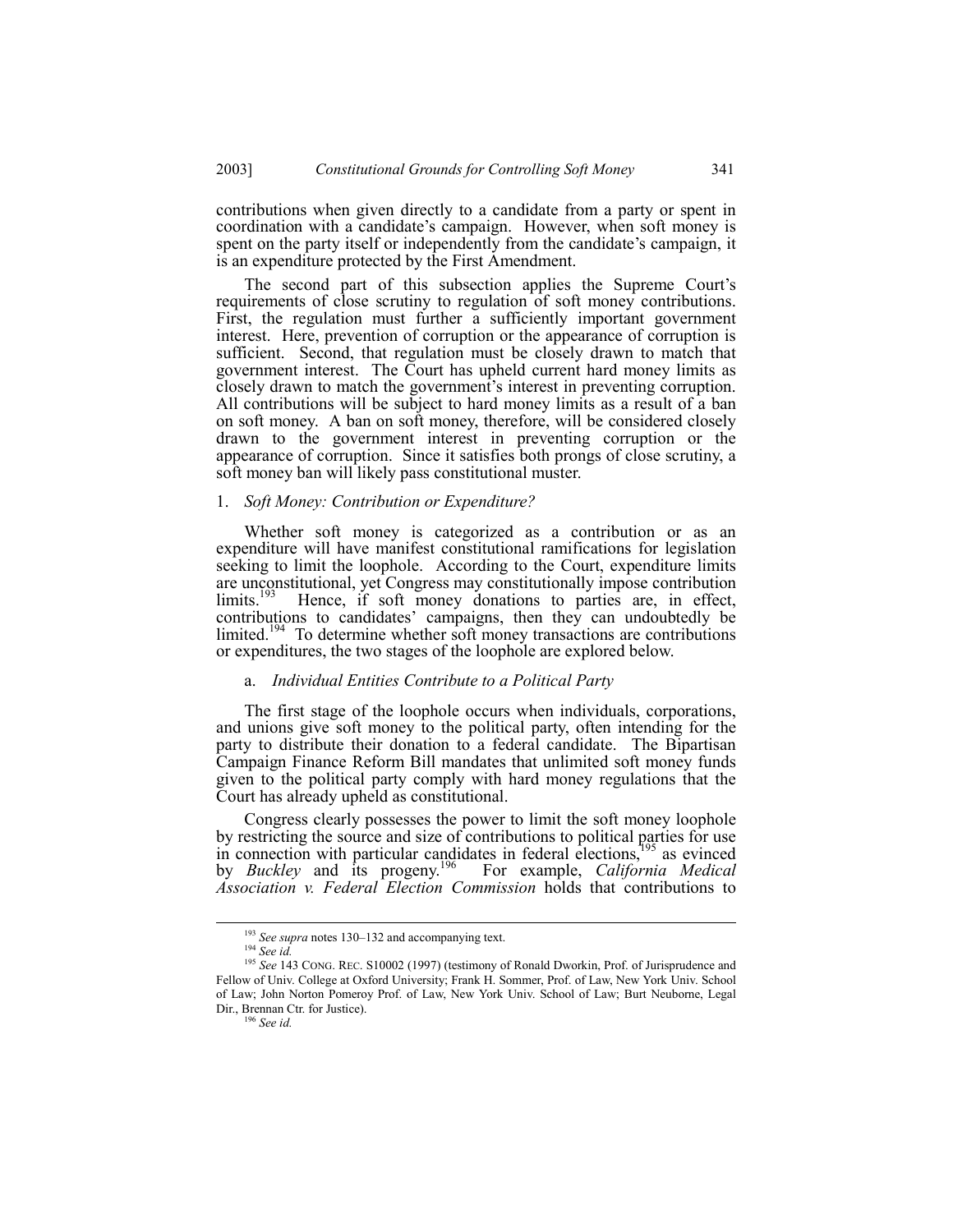contributions when given directly to a candidate from a party or spent in coordination with a candidate's campaign. However, when soft money is spent on the party itself or independently from the candidate's campaign, it is an expenditure protected by the First Amendment.

The second part of this subsection applies the Supreme Court's requirements of close scrutiny to regulation of soft money contributions. First, the regulation must further a sufficiently important government interest. Here, prevention of corruption or the appearance of corruption is sufficient. Second, that regulation must be closely drawn to match that government interest. The Court has upheld current hard money limits as closely drawn to match the government's interest in preventing corruption. All contributions will be subject to hard money limits as a result of a ban on soft money. A ban on soft money, therefore, will be considered closely drawn to the government interest in preventing corruption or the appearance of corruption. Since it satisfies both prongs of close scrutiny, a soft money ban will likely pass constitutional muster.

### 1. *Soft Money: Contribution or Expenditure?*

Whether soft money is categorized as a contribution or as an expenditure will have manifest constitutional ramifications for legislation seeking to limit the loophole. According to the Court, expenditure limits are unconstitutional, yet Congress may constitutionally impose contribution limits.[193] Hence, if soft money donations to parties are, in effect, contributions to candidates' campaigns, then they can undoubtedly be limited.[194] To determine whether soft money transactions are contributions or expenditures, the two stages of the loophole are explored below.

#### a. *Individual Entities Contribute to a Political Party*

The first stage of the loophole occurs when individuals, corporations, and unions give soft money to the political party, often intending for the party to distribute their donation to a federal candidate. The Bipartisan Campaign Finance Reform Bill mandates that unlimited soft money funds given to the political party comply with hard money regulations that the Court has already upheld as constitutional.

Congress clearly possesses the power to limit the soft money loophole by restricting the source and size of contributions to political parties for use in connection with particular candidates in federal elections,[195] as evinced by *Buckley* and its progeny.[196] For example, *California Medical Association v. Federal Election Commission* holds that contributions to

---

[193] *See supra* notes 130–132 and accompanying text.

[194] *See id.*

[195] *See* 143 CONG. REC. S10002 (1997) (testimony of Ronald Dworkin, Prof. of Jurisprudence and Fellow of Univ. College at Oxford University; Frank H. Sommer, Prof. of Law, New York Univ. School of Law; John Norton Pomeroy Prof. of Law, New York Univ. School of Law; Burt Neuborne, Legal Dir., Brennan Ctr. for Justice).

[196] *See id.*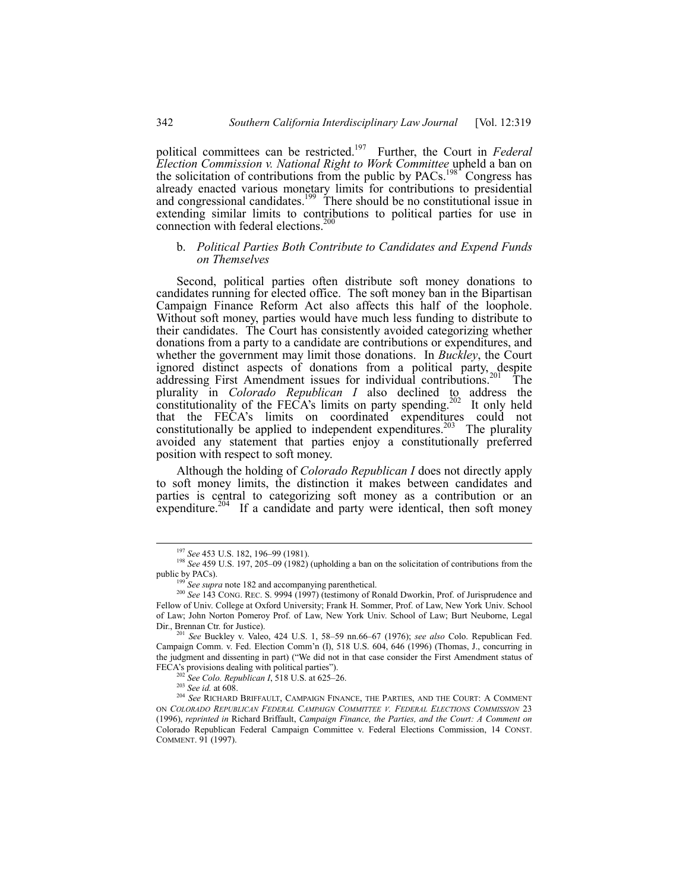political committees can be restricted.[197] Further, the Court in *Federal Election Commission v. National Right to Work Committee* upheld a ban on the solicitation of contributions from the public by PACs.[198] Congress has already enacted various monetary limits for contributions to presidential and congressional candidates.[199] There should be no constitutional issue in extending similar limits to contributions to political parties for use in connection with federal elections.[200]

b. *Political Parties Both Contribute to Candidates and Expend Funds on Themselves*

Second, political parties often distribute soft money donations to candidates running for elected office. The soft money ban in the Bipartisan Campaign Finance Reform Act also affects this half of the loophole. Without soft money, parties would have much less funding to distribute to their candidates. The Court has consistently avoided categorizing whether donations from a party to a candidate are contributions or expenditures, and whether the government may limit those donations. In *Buckley*, the Court ignored distinct aspects of donations from a political party, despite addressing First Amendment issues for individual contributions.[201] The plurality in *Colorado Republican I* also declined to address the constitutionality of the FECA's limits on party spending.[202] It only held that the FECA's limits on coordinated expenditures could not constitutionally be applied to independent expenditures.[203] The plurality avoided any statement that parties enjoy a constitutionally preferred position with respect to soft money.

Although the holding of *Colorado Republican I* does not directly apply to soft money limits, the distinction it makes between candidates and parties is central to categorizing soft money as a contribution or an expenditure.[204] If a candidate and party were identical, then soft money

---

[197] *See* 453 U.S. 182, 196–99 (1981).

[198] *See* 459 U.S. 197, 205–09 (1982) (upholding a ban on the solicitation of contributions from the public by PACs).

[199] *See supra* note 182 and accompanying parenthetical.

[200] *See* 143 CONG. REC. S. 9994 (1997) (testimony of Ronald Dworkin, Prof. of Jurisprudence and Fellow of Univ. College at Oxford University; Frank H. Sommer, Prof. of Law, New York Univ. School of Law; John Norton Pomeroy Prof. of Law, New York Univ. School of Law; Burt Neuborne, Legal Dir., Brennan Ctr. for Justice).

[201] *See* Buckley v. Valeo, 424 U.S. 1, 58–59 nn.66–67 (1976); *see also* Colo. Republican Fed. Campaign Comm. v. Fed. Election Comm'n (I), 518 U.S. 604, 646 (1996) (Thomas, J., concurring in the judgment and dissenting in part) ("We did not in that case consider the First Amendment status of FECA's provisions dealing with political parties").

[202] *See Colo. Republican I*, 518 U.S. at 625–26.

[203] *See id.* at 608.

[204] *See* RICHARD BRIFFAULT, CAMPAIGN FINANCE, THE PARTIES, AND THE COURT: A COMMENT ON *COLORADO REPUBLICAN FEDERAL CAMPAIGN COMMITTEE V. FEDERAL ELECTIONS COMMISSION* 23 (1996), *reprinted in* Richard Briffault, *Campaign Finance, the Parties, and the Court: A Comment on* Colorado Republican Federal Campaign Committee v. Federal Elections Commission, 14 CONST. COMMENT. 91 (1997).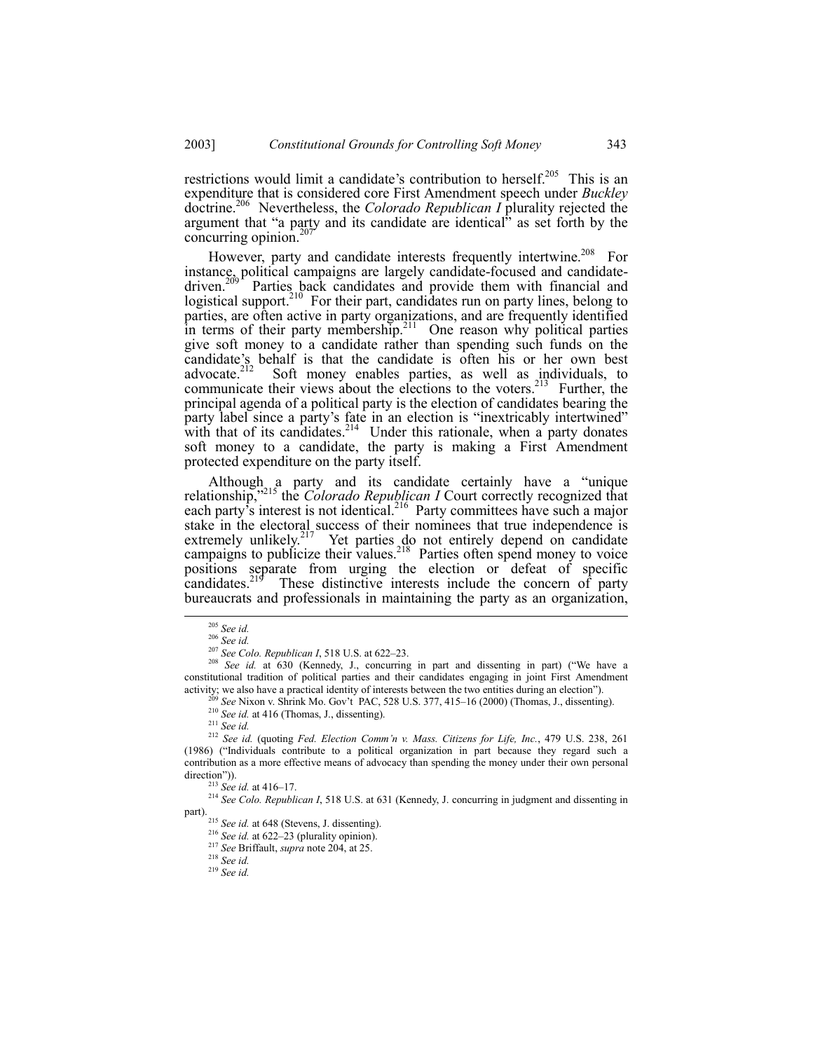restrictions would limit a candidate's contribution to herself.[205] This is an expenditure that is considered core First Amendment speech under *Buckley* doctrine.[206] Nevertheless, the *Colorado Republican I* plurality rejected the argument that "a party and its candidate are identical" as set forth by the concurring opinion.[207]

However, party and candidate interests frequently intertwine.[208] For instance, political campaigns are largely candidate-focused and candidate-driven.[209] Parties back candidates and provide them with financial and logistical support.[210] For their part, candidates run on party lines, belong to parties, are often active in party organizations, and are frequently identified in terms of their party membership.[211] One reason why political parties give soft money to a candidate rather than spending such funds on the candidate's behalf is that the candidate is often his or her own best advocate.[212] Soft money enables parties, as well as individuals, to communicate their views about the elections to the voters.[213] Further, the principal agenda of a political party is the election of candidates bearing the party label since a party's fate in an election is "inextricably intertwined" with that of its candidates.[214] Under this rationale, when a party donates soft money to a candidate, the party is making a First Amendment protected expenditure on the party itself.

Although a party and its candidate certainly have a "unique relationship,"[215] the *Colorado Republican I* Court correctly recognized that each party's interest is not identical.[216] Party committees have such a major stake in the electoral success of their nominees that true independence is extremely unlikely.[217] Yet parties do not entirely depend on candidate campaigns to publicize their values.[218] Parties often spend money to voice positions separate from urging the election or defeat of specific candidates.[219] These distinctive interests include the concern of party bureaucrats and professionals in maintaining the party as an organization,

---

[205] *See id.*

[206] *See id.*

[207] *See Colo. Republican I*, 518 U.S. at 622–23.

[208] *See id.* at 630 (Kennedy, J., concurring in part and dissenting in part) ("We have a constitutional tradition of political parties and their candidates engaging in joint First Amendment activity; we also have a practical identity of interests between the two entities during an election").

[209] *See* Nixon v. Shrink Mo. Gov't PAC, 528 U.S. 377, 415–16 (2000) (Thomas, J., dissenting).

[210] *See id.* at 416 (Thomas, J., dissenting).

[211] *See id.*

[212] *See id.* (quoting *Fed. Election Comm'n v. Mass. Citizens for Life, Inc.*, 479 U.S. 238, 261 (1986) ("Individuals contribute to a political organization in part because they regard such a contribution as a more effective means of advocacy than spending the money under their own personal direction")).

[213] *See id.* at 416–17.

[214] *See Colo. Republican I*, 518 U.S. at 631 (Kennedy, J. concurring in judgment and dissenting in part).

[215] *See id.* at 648 (Stevens, J. dissenting).

[216] *See id.* at 622–23 (plurality opinion).

[217] *See* Briffault, *supra* note 204, at 25.

[218] *See id.*

[219] *See id.*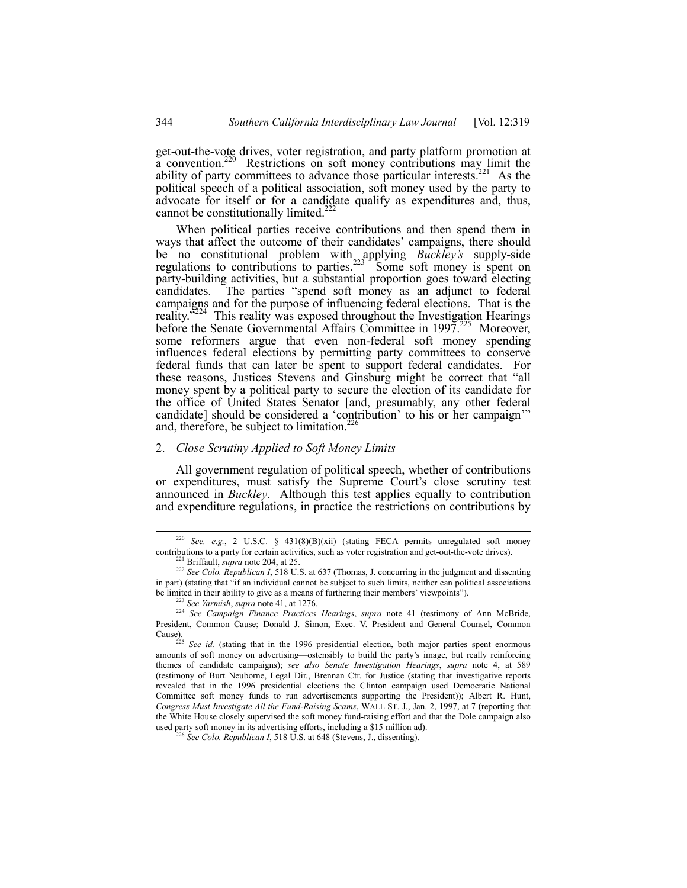get-out-the-vote drives, voter registration, and party platform promotion at a convention.[220] Restrictions on soft money contributions may limit the ability of party committees to advance those particular interests.[221] As the political speech of a political association, soft money used by the party to advocate for itself or for a candidate qualify as expenditures and, thus, cannot be constitutionally limited.[222]

When political parties receive contributions and then spend them in ways that affect the outcome of their candidates' campaigns, there should be no constitutional problem with applying *Buckley's* supply-side regulations to contributions to parties.[223] Some soft money is spent on party-building activities, but a substantial proportion goes toward electing candidates. The parties "spend soft money as an adjunct to federal campaigns and for the purpose of influencing federal elections. That is the reality."[224] This reality was exposed throughout the Investigation Hearings before the Senate Governmental Affairs Committee in 1997.[225] Moreover, some reformers argue that even non-federal soft money spending influences federal elections by permitting party committees to conserve federal funds that can later be spent to support federal candidates. For these reasons, Justices Stevens and Ginsburg might be correct that "all money spent by a political party to secure the election of its candidate for the office of United States Senator [and, presumably, any other federal candidate] should be considered a 'contribution' to his or her campaign'" and, therefore, be subject to limitation.[226]

### 2. *Close Scrutiny Applied to Soft Money Limits*

All government regulation of political speech, whether of contributions or expenditures, must satisfy the Supreme Court's close scrutiny test announced in *Buckley*. Although this test applies equally to contribution and expenditure regulations, in practice the restrictions on contributions by

---

[220] *See, e.g.*, 2 U.S.C. § 431(8)(B)(xii) (stating FECA permits unregulated soft money contributions to a party for certain activities, such as voter registration and get-out-the-vote drives).

[221] Briffault, *supra* note 204, at 25.

[222] *See Colo. Republican I*, 518 U.S. at 637 (Thomas, J. concurring in the judgment and dissenting in part) (stating that "if an individual cannot be subject to such limits, neither can political associations be limited in their ability to give as a means of furthering their members' viewpoints").

[223] *See Yarmish*, *supra* note 41, at 1276.

[224] *See Campaign Finance Practices Hearings*, *supra* note 41 (testimony of Ann McBride, President, Common Cause; Donald J. Simon, Exec. V. President and General Counsel, Common Cause).

[225] *See id.* (stating that in the 1996 presidential election, both major parties spent enormous amounts of soft money on advertising—ostensibly to build the party's image, but really reinforcing themes of candidate campaigns); *see also Senate Investigation Hearings*, *supra* note 4, at 589 (testimony of Burt Neuborne, Legal Dir., Brennan Ctr. for Justice (stating that investigative reports revealed that in the 1996 presidential elections the Clinton campaign used Democratic National Committee soft money funds to run advertisements supporting the President)); Albert R. Hunt, *Congress Must Investigate All the Fund-Raising Scams*, WALL ST. J., Jan. 2, 1997, at 7 (reporting that the White House closely supervised the soft money fund-raising effort and that the Dole campaign also used party soft money in its advertising efforts, including a $15 million ad).

[226] *See Colo. Republican I*, 518 U.S. at 648 (Stevens, J., dissenting).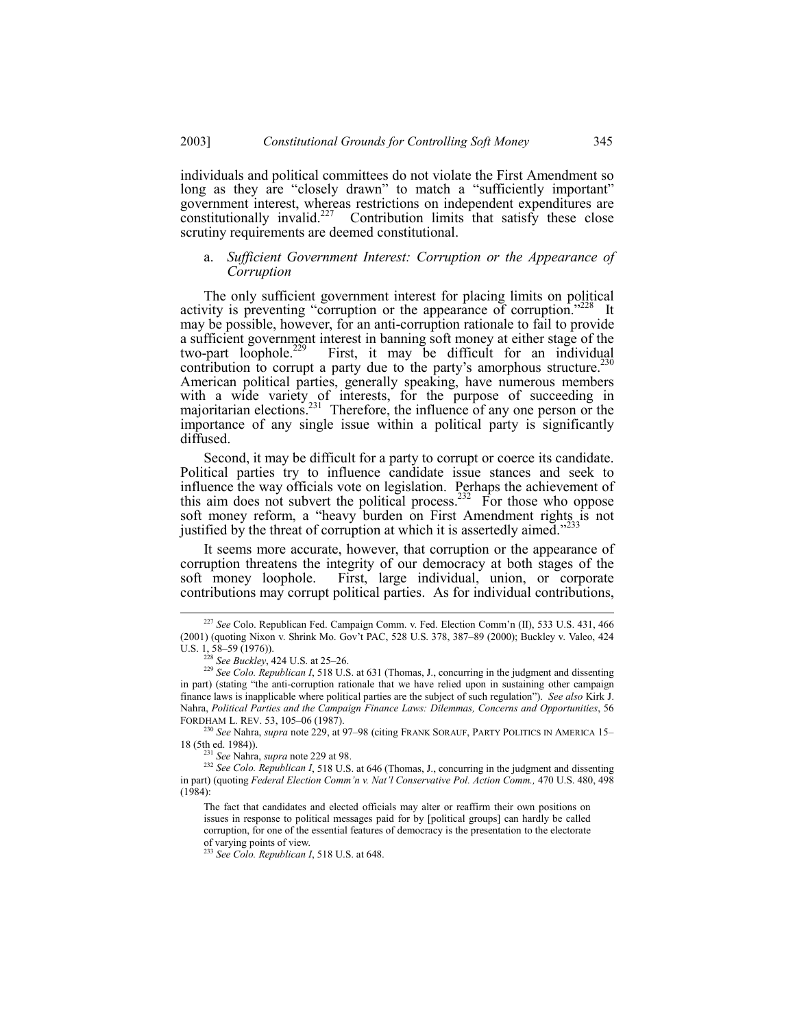individuals and political committees do not violate the First Amendment so long as they are "closely drawn" to match a "sufficiently important" government interest, whereas restrictions on independent expenditures are constitutionally invalid.[227] Contribution limits that satisfy these close scrutiny requirements are deemed constitutional.

a. *Sufficient Government Interest: Corruption or the Appearance of Corruption*

The only sufficient government interest for placing limits on political activity is preventing "corruption or the appearance of corruption."[228] It may be possible, however, for an anti-corruption rationale to fail to provide a sufficient government interest in banning soft money at either stage of the two-part loophole.[229] First, it may be difficult for an individual contribution to corrupt a party due to the party's amorphous structure.[230] American political parties, generally speaking, have numerous members with a wide variety of interests, for the purpose of succeeding in majoritarian elections.[231] Therefore, the influence of any one person or the importance of any single issue within a political party is significantly diffused.

Second, it may be difficult for a party to corrupt or coerce its candidate. Political parties try to influence candidate issue stances and seek to influence the way officials vote on legislation. Perhaps the achievement of this aim does not subvert the political process.[232] For those who oppose soft money reform, a "heavy burden on First Amendment rights is not justified by the threat of corruption at which it is assertedly aimed."[233]

It seems more accurate, however, that corruption or the appearance of corruption threatens the integrity of our democracy at both stages of the soft money loophole. First, large individual, union, or corporate contributions may corrupt political parties. As for individual contributions,

---

[227] *See* Colo. Republican Fed. Campaign Comm. v. Fed. Election Comm'n (II), 533 U.S. 431, 466 (2001) (quoting Nixon v. Shrink Mo. Gov't PAC, 528 U.S. 378, 387–89 (2000); Buckley v. Valeo, 424 U.S. 1, 58–59 (1976)).

[228] *See Buckley*, 424 U.S. at 25–26.

[229] *See Colo. Republican I*, 518 U.S. at 631 (Thomas, J., concurring in the judgment and dissenting in part) (stating "the anti-corruption rationale that we have relied upon in sustaining other campaign finance laws is inapplicable where political parties are the subject of such regulation"). *See also* Kirk J. Nahra, *Political Parties and the Campaign Finance Laws: Dilemmas, Concerns and Opportunities*, 56 FORDHAM L. REV. 53, 105–06 (1987).

[230] *See* Nahra, *supra* note 229, at 97–98 (citing FRANK SORAUF, PARTY POLITICS IN AMERICA 15–18 (5th ed. 1984)).

[231] *See* Nahra, *supra* note 229 at 98.

[232] *See Colo. Republican I*, 518 U.S. at 646 (Thomas, J., concurring in the judgment and dissenting in part) (quoting *Federal Election Comm'n v. Nat'l Conservative Pol. Action Comm.,* 470 U.S. 480, 498 (1984):

> The fact that candidates and elected officials may alter or reaffirm their own positions on issues in response to political messages paid for by [political groups] can hardly be called corruption, for one of the essential features of democracy is the presentation to the electorate of varying points of view.

[233] *See Colo. Republican I*, 518 U.S. at 648.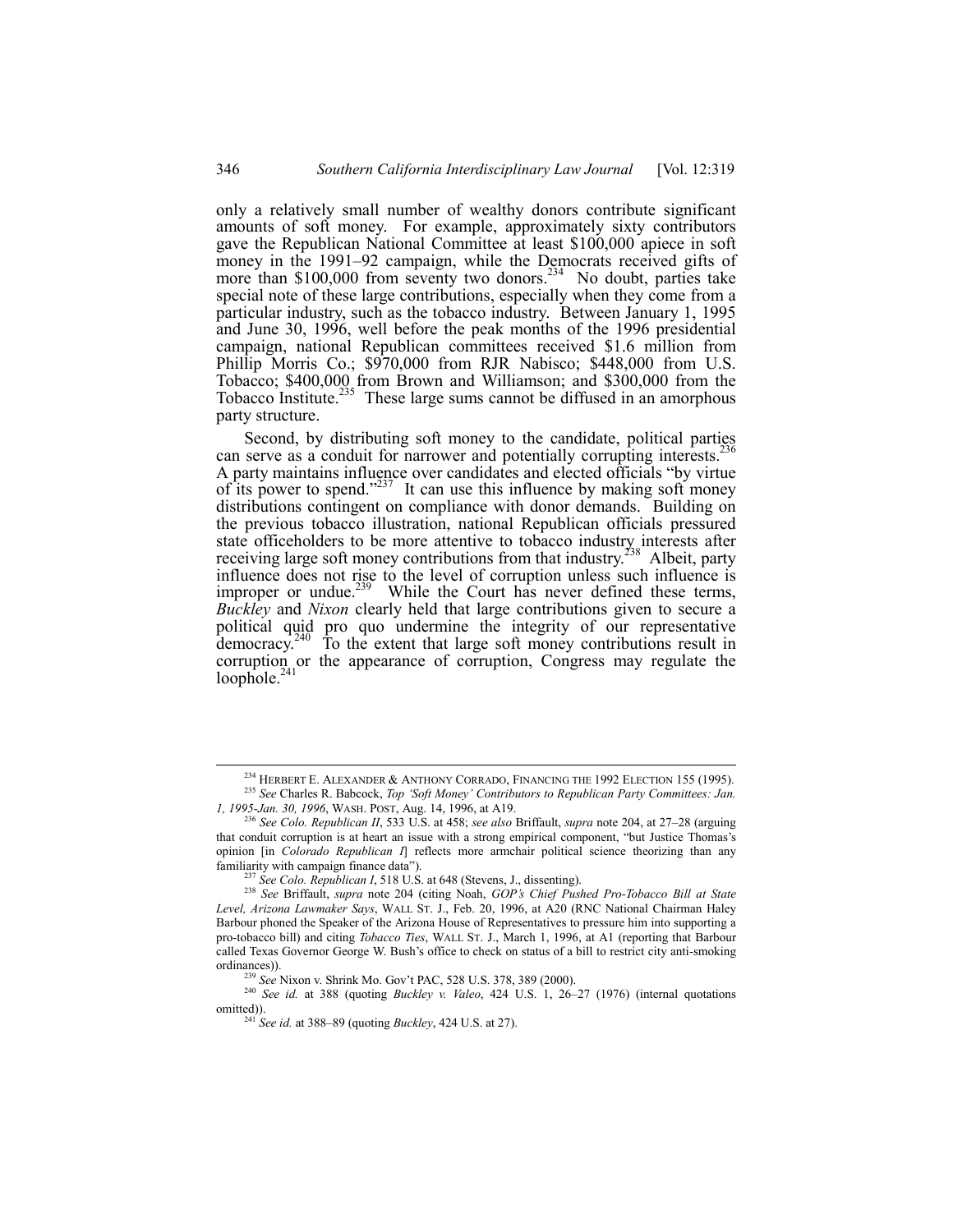only a relatively small number of wealthy donors contribute significant amounts of soft money. For example, approximately sixty contributors gave the Republican National Committee at least $100,000 apiece in soft money in the 1991–92 campaign, while the Democrats received gifts of more than $100,000 from seventy two donors.[234] No doubt, parties take special note of these large contributions, especially when they come from a particular industry, such as the tobacco industry. Between January 1, 1995 and June 30, 1996, well before the peak months of the 1996 presidential campaign, national Republican committees received $1.6 million from Phillip Morris Co.; $970,000 from RJR Nabisco; $448,000 from U.S. Tobacco; $400,000 from Brown and Williamson; and $300,000 from the Tobacco Institute.[235] These large sums cannot be diffused in an amorphous party structure.

Second, by distributing soft money to the candidate, political parties can serve as a conduit for narrower and potentially corrupting interests.[236] A party maintains influence over candidates and elected officials "by virtue of its power to spend."[237] It can use this influence by making soft money distributions contingent on compliance with donor demands. Building on the previous tobacco illustration, national Republican officials pressured state officeholders to be more attentive to tobacco industry interests after receiving large soft money contributions from that industry.[238] Albeit, party influence does not rise to the level of corruption unless such influence is improper or undue.[239] While the Court has never defined these terms, *Buckley* and *Nixon* clearly held that large contributions given to secure a political quid pro quo undermine the integrity of our representative democracy.[240] To the extent that large soft money contributions result in corruption or the appearance of corruption, Congress may regulate the loophole.[241]

---

[234] HERBERT E. ALEXANDER & ANTHONY CORRADO, FINANCING THE 1992 ELECTION 155 (1995).

[235] *See* Charles R. Babcock, *Top 'Soft Money' Contributors to Republican Party Committees: Jan. 1, 1995-Jan. 30, 1996*, WASH. POST, Aug. 14, 1996, at A19.

[236] *See Colo. Republican II*, 533 U.S. at 458; *see also* Briffault, *supra* note 204, at 27–28 (arguing that conduit corruption is at heart an issue with a strong empirical component, "but Justice Thomas's opinion [in *Colorado Republican I*] reflects more armchair political science theorizing than any familiarity with campaign finance data").

[237] *See Colo. Republican I*, 518 U.S. at 648 (Stevens, J., dissenting).

[238] *See* Briffault, *supra* note 204 (citing Noah, *GOP's Chief Pushed Pro-Tobacco Bill at State Level, Arizona Lawmaker Says*, WALL ST. J., Feb. 20, 1996, at A20 (RNC National Chairman Haley Barbour phoned the Speaker of the Arizona House of Representatives to pressure him into supporting a pro-tobacco bill) and citing *Tobacco Ties*, WALL ST. J., March 1, 1996, at A1 (reporting that Barbour called Texas Governor George W. Bush's office to check on status of a bill to restrict city anti-smoking ordinances)).

[239] *See* Nixon v. Shrink Mo. Gov't PAC, 528 U.S. 378, 389 (2000).

[240] *See id.* at 388 (quoting *Buckley v. Valeo*, 424 U.S. 1, 26–27 (1976) (internal quotations omitted)).

[241] *See id.* at 388–89 (quoting *Buckley*, 424 U.S. at 27).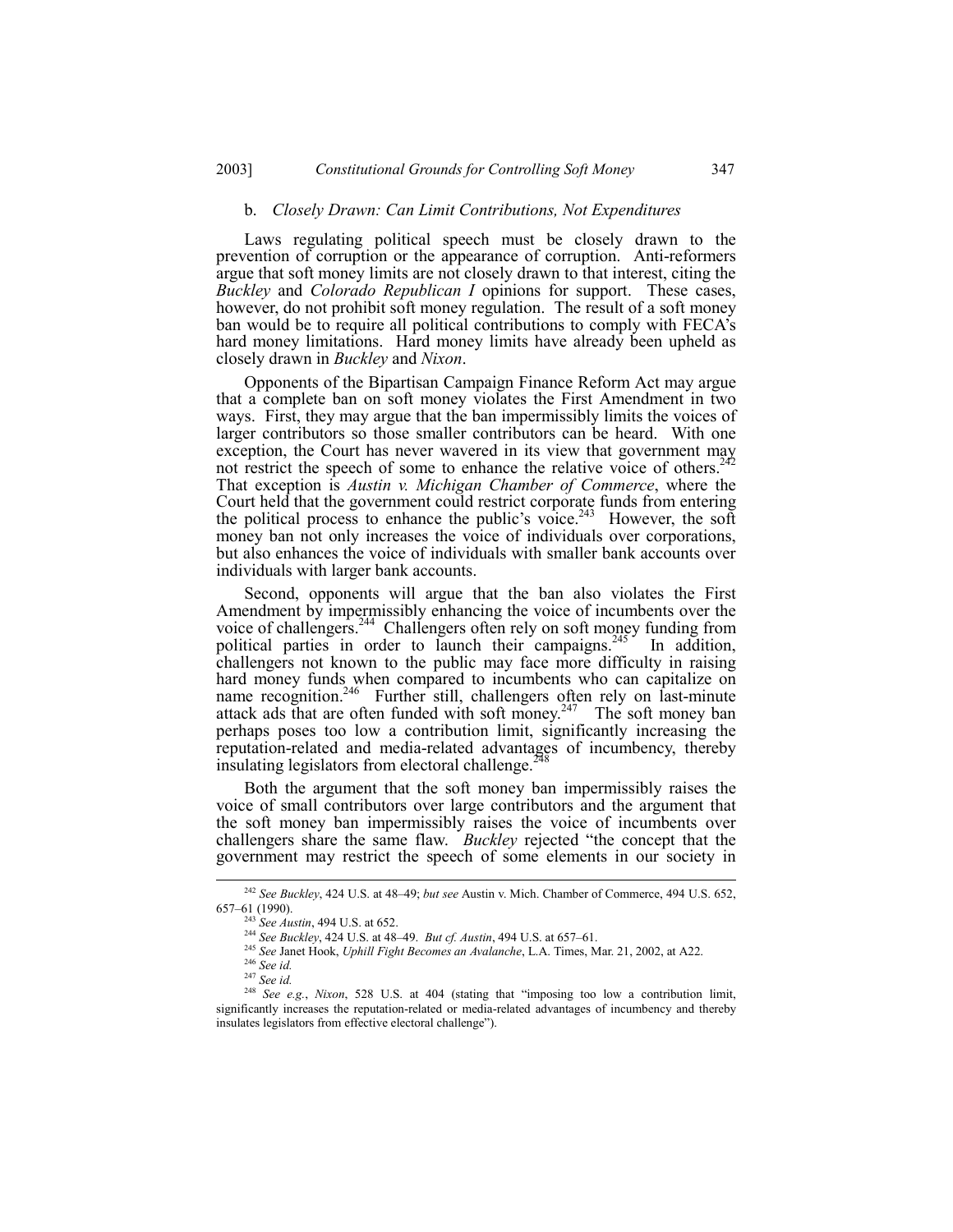### b. *Closely Drawn: Can Limit Contributions, Not Expenditures*

Laws regulating political speech must be closely drawn to the prevention of corruption or the appearance of corruption. Anti-reformers argue that soft money limits are not closely drawn to that interest, citing the *Buckley* and *Colorado Republican I* opinions for support. These cases, however, do not prohibit soft money regulation. The result of a soft money ban would be to require all political contributions to comply with FECA's hard money limitations. Hard money limits have already been upheld as closely drawn in *Buckley* and *Nixon*.

Opponents of the Bipartisan Campaign Finance Reform Act may argue that a complete ban on soft money violates the First Amendment in two ways. First, they may argue that the ban impermissibly limits the voices of larger contributors so those smaller contributors can be heard. With one exception, the Court has never wavered in its view that government may not restrict the speech of some to enhance the relative voice of others.[242] That exception is *Austin v. Michigan Chamber of Commerce*, where the Court held that the government could restrict corporate funds from entering the political process to enhance the public's voice.[243] However, the soft money ban not only increases the voice of individuals over corporations, but also enhances the voice of individuals with smaller bank accounts over individuals with larger bank accounts.

Second, opponents will argue that the ban also violates the First Amendment by impermissibly enhancing the voice of incumbents over the voice of challengers.[244] Challengers often rely on soft money funding from political parties in order to launch their campaigns.[245] In addition, challengers not known to the public may face more difficulty in raising hard money funds when compared to incumbents who can capitalize on name recognition.[246] Further still, challengers often rely on last-minute attack ads that are often funded with soft money.[247] The soft money ban perhaps poses too low a contribution limit, significantly increasing the reputation-related and media-related advantages of incumbency, thereby insulating legislators from electoral challenge.[248]

Both the argument that the soft money ban impermissibly raises the voice of small contributors over large contributors and the argument that the soft money ban impermissibly raises the voice of incumbents over challengers share the same flaw. *Buckley* rejected "the concept that the government may restrict the speech of some elements in our society in

---

[242] *See Buckley*, 424 U.S. at 48–49; *but see* Austin v. Mich. Chamber of Commerce, 494 U.S. 652, 657–61 (1990).

[243] *See Austin*, 494 U.S. at 652.

[244] *See Buckley*, 424 U.S. at 48–49. *But cf. Austin*, 494 U.S. at 657–61.

[245] *See* Janet Hook, *Uphill Fight Becomes an Avalanche*, L.A. Times, Mar. 21, 2002, at A22.

[246] *See id.*

[247] *See id.*

[248] *See e.g.*, *Nixon*, 528 U.S. at 404 (stating that "imposing too low a contribution limit, significantly increases the reputation-related or media-related advantages of incumbency and thereby insulates legislators from effective electoral challenge").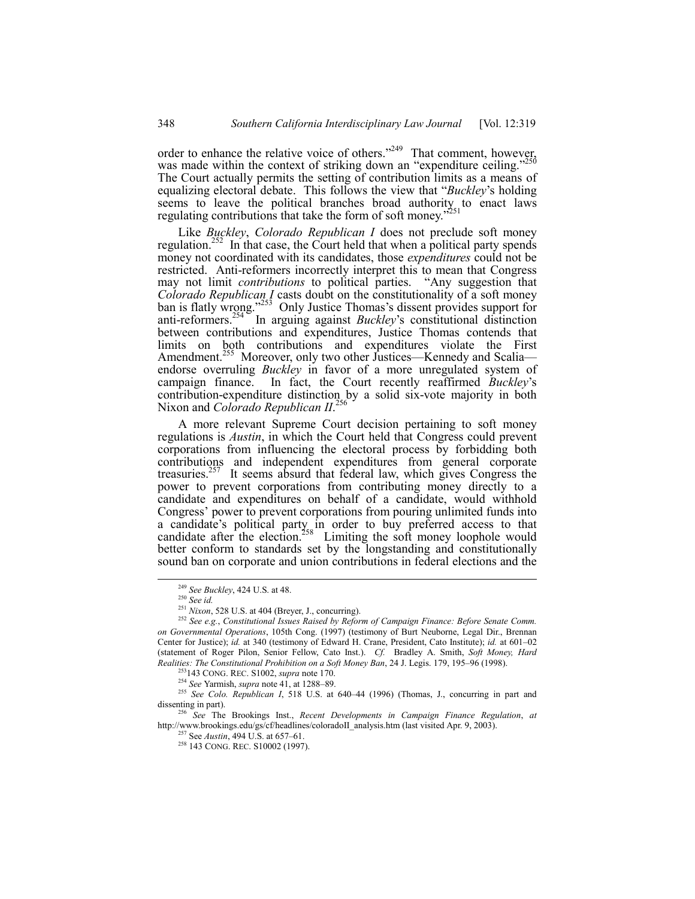order to enhance the relative voice of others."[249] That comment, however, was made within the context of striking down an "expenditure ceiling."[250] The Court actually permits the setting of contribution limits as a means of equalizing electoral debate. This follows the view that "*Buckley*'s holding seems to leave the political branches broad authority to enact laws regulating contributions that take the form of soft money."[251]

Like *Buckley*, *Colorado Republican I* does not preclude soft money regulation.[252] In that case, the Court held that when a political party spends money not coordinated with its candidates, those *expenditures* could not be restricted. Anti-reformers incorrectly interpret this to mean that Congress may not limit *contributions* to political parties. "Any suggestion that *Colorado Republican I* casts doubt on the constitutionality of a soft money ban is flatly wrong."[253] Only Justice Thomas's dissent provides support for anti-reformers.[254] In arguing against *Buckley*'s constitutional distinction between contributions and expenditures, Justice Thomas contends that limits on both contributions and expenditures violate the First Amendment.[255] Moreover, only two other Justices—Kennedy and Scalia—endorse overruling *Buckley* in favor of a more unregulated system of campaign finance. In fact, the Court recently reaffirmed *Buckley*'s contribution-expenditure distinction by a solid six-vote majority in both Nixon and *Colorado Republican II*.[256]

A more relevant Supreme Court decision pertaining to soft money regulations is *Austin*, in which the Court held that Congress could prevent corporations from influencing the electoral process by forbidding both contributions and independent expenditures from general corporate treasuries.[257] It seems absurd that federal law, which gives Congress the power to prevent corporations from contributing money directly to a candidate and expenditures on behalf of a candidate, would withhold Congress' power to prevent corporations from pouring unlimited funds into a candidate's political party in order to buy preferred access to that candidate after the election.[258] Limiting the soft money loophole would better conform to standards set by the longstanding and constitutionally sound ban on corporate and union contributions in federal elections and the

---

[249] *See Buckley*, 424 U.S. at 48.

[250] *See id.*

[251] *Nixon*, 528 U.S. at 404 (Breyer, J., concurring).

[252] *See e.g.*, *Constitutional Issues Raised by Reform of Campaign Finance: Before Senate Comm. on Governmental Operations*, 105th Cong. (1997) (testimony of Burt Neuborne, Legal Dir., Brennan Center for Justice); *id.* at 340 (testimony of Edward H. Crane, President, Cato Institute); *id.* at 601–02 (statement of Roger Pilon, Senior Fellow, Cato Inst.). *Cf.* Bradley A. Smith, *Soft Money, Hard Realities: The Constitutional Prohibition on a Soft Money Ban*, 24 J. Legis. 179, 195–96 (1998).

[253] 143 CONG. REC. S1002, *supra* note 170.

[254] *See* Yarmish, *supra* note 41, at 1288–89.

[255] *See Colo. Republican I*, 518 U.S. at 640–44 (1996) (Thomas, J., concurring in part and dissenting in part).

[256] *See* The Brookings Inst., *Recent Developments in Campaign Finance Regulation*, *at* http://www.brookings.edu/gs/cf/headlines/coloradoII_analysis.htm (last visited Apr. 9, 2003).

[257] See *Austin*, 494 U.S. at 657–61.

[258] 143 CONG. REC. S10002 (1997).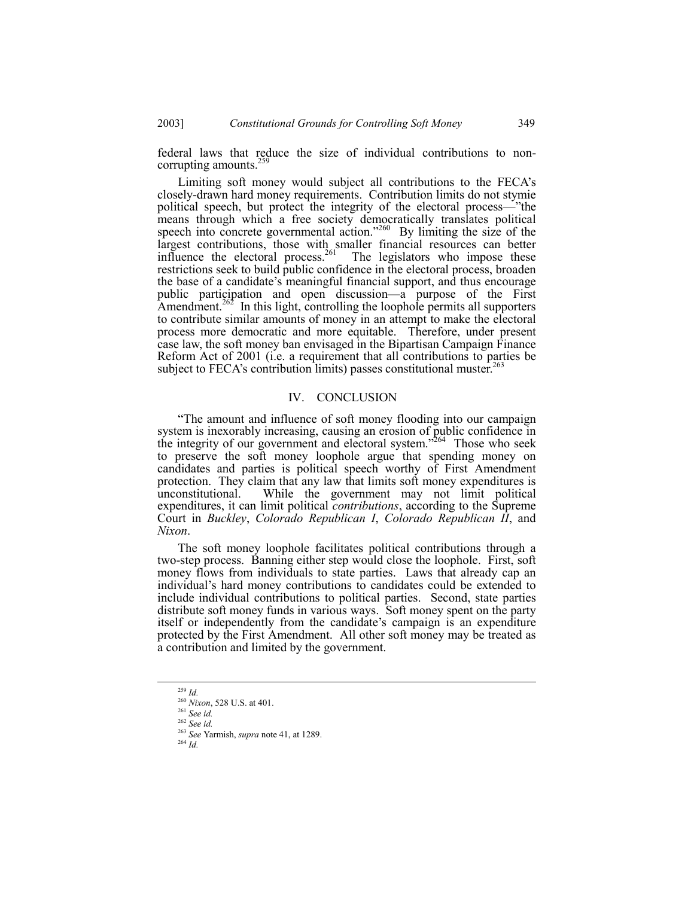federal laws that reduce the size of individual contributions to non-corrupting amounts.[259]

Limiting soft money would subject all contributions to the FECA's closely-drawn hard money requirements. Contribution limits do not stymie political speech, but protect the integrity of the electoral process—"the means through which a free society democratically translates political speech into concrete governmental action."[260] By limiting the size of the largest contributions, those with smaller financial resources can better influence the electoral process.[261] The legislators who impose these restrictions seek to build public confidence in the electoral process, broaden the base of a candidate's meaningful financial support, and thus encourage public participation and open discussion—a purpose of the First Amendment.[262] In this light, controlling the loophole permits all supporters to contribute similar amounts of money in an attempt to make the electoral process more democratic and more equitable. Therefore, under present case law, the soft money ban envisaged in the Bipartisan Campaign Finance Reform Act of 2001 (i.e. a requirement that all contributions to parties be subject to FECA's contribution limits) passes constitutional muster.[263]

## IV. CONCLUSION

"The amount and influence of soft money flooding into our campaign system is inexorably increasing, causing an erosion of public confidence in the integrity of our government and electoral system."[264] Those who seek to preserve the soft money loophole argue that spending money on candidates and parties is political speech worthy of First Amendment protection. They claim that any law that limits soft money expenditures is unconstitutional. While the government may not limit political expenditures, it can limit political *contributions*, according to the Supreme Court in *Buckley*, *Colorado Republican I*, *Colorado Republican II*, and *Nixon*.

The soft money loophole facilitates political contributions through a two-step process. Banning either step would close the loophole. First, soft money flows from individuals to state parties. Laws that already cap an individual's hard money contributions to candidates could be extended to include individual contributions to political parties. Second, state parties distribute soft money funds in various ways. Soft money spent on the party itself or independently from the candidate's campaign is an expenditure protected by the First Amendment. All other soft money may be treated as a contribution and limited by the government.

---

[259] *Id.*

[260] *Nixon*, 528 U.S. at 401.

[261] *See id.*

[262] *See id.*

[263] *See* Yarmish, *supra* note 41, at 1289.

[264] *Id.*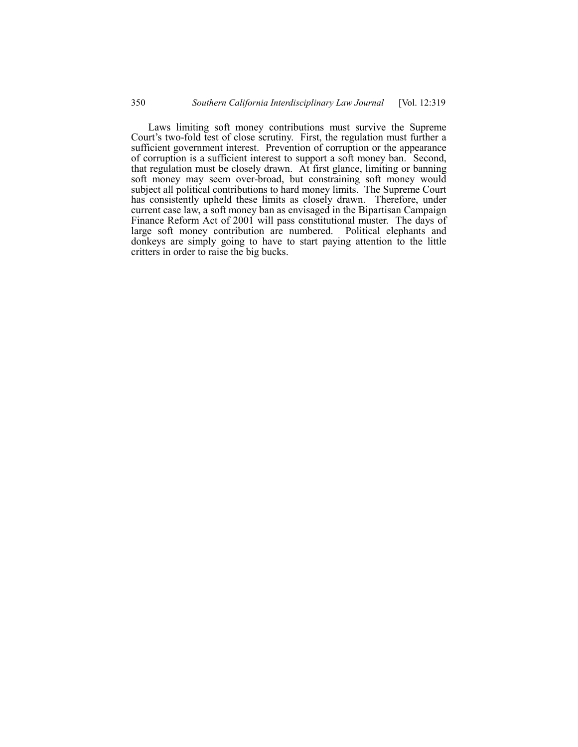Laws limiting soft money contributions must survive the Supreme Court's two-fold test of close scrutiny. First, the regulation must further a sufficient government interest. Prevention of corruption or the appearance of corruption is a sufficient interest to support a soft money ban. Second, that regulation must be closely drawn. At first glance, limiting or banning soft money may seem over-broad, but constraining soft money would subject all political contributions to hard money limits. The Supreme Court has consistently upheld these limits as closely drawn. Therefore, under current case law, a soft money ban as envisaged in the Bipartisan Campaign Finance Reform Act of 2001 will pass constitutional muster. The days of large soft money contribution are numbered. Political elephants and donkeys are simply going to have to start paying attention to the little critters in order to raise the big bucks.